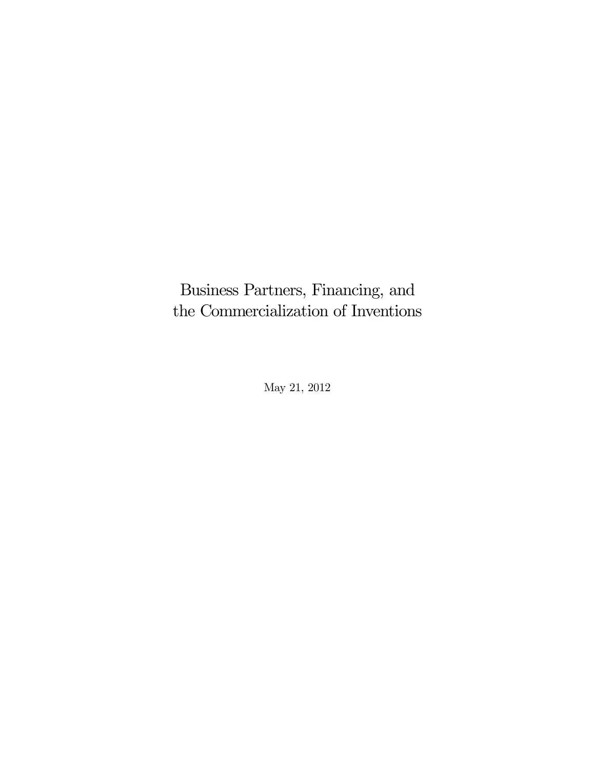# Business Partners, Financing, and the Commercialization of Inventions

May 21, 2012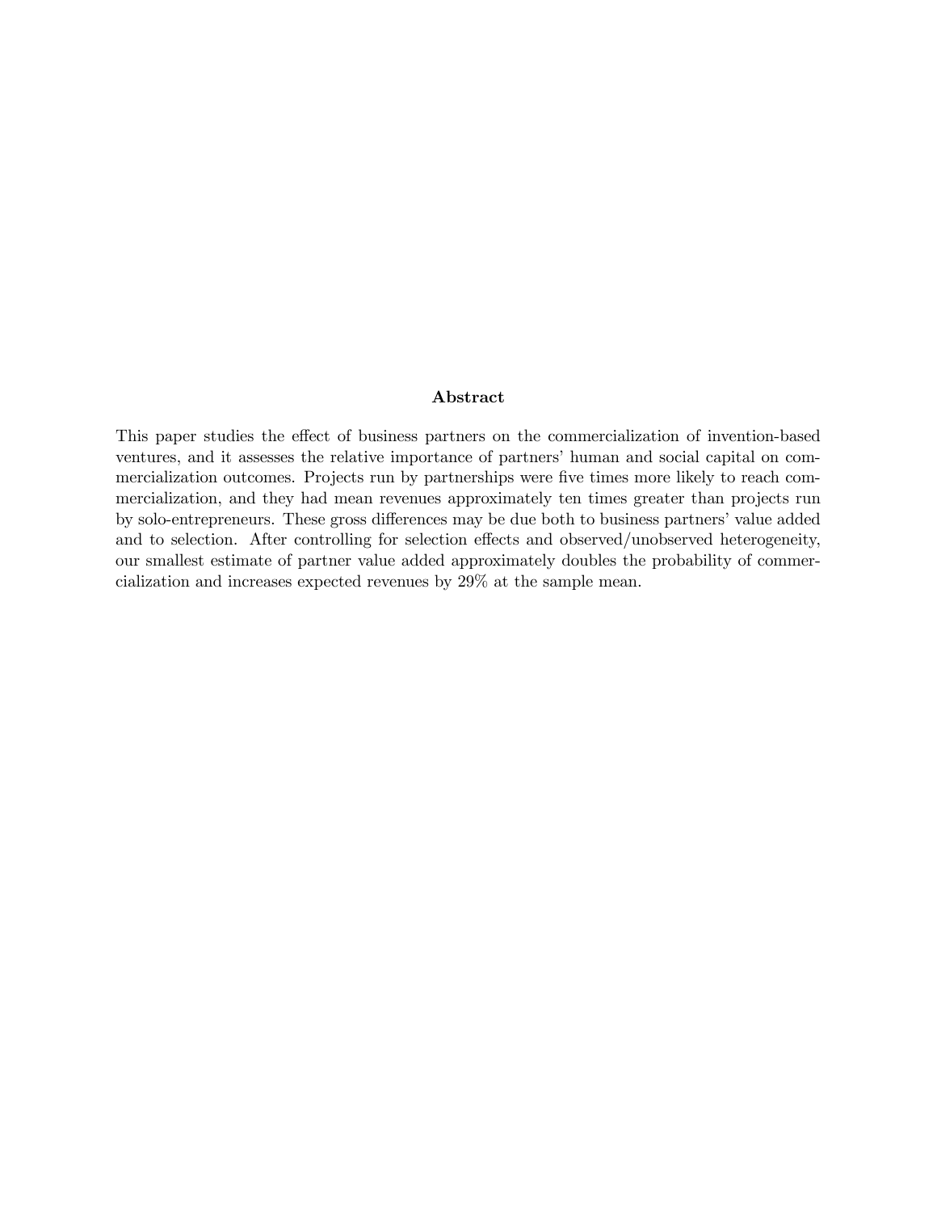### Abstract

This paper studies the effect of business partners on the commercialization of invention-based ventures, and it assesses the relative importance of partners' human and social capital on commercialization outcomes. Projects run by partnerships were five times more likely to reach commercialization, and they had mean revenues approximately ten times greater than projects run by solo-entrepreneurs. These gross differences may be due both to business partners' value added and to selection. After controlling for selection effects and observed/unobserved heterogeneity, our smallest estimate of partner value added approximately doubles the probability of commercialization and increases expected revenues by 29% at the sample mean.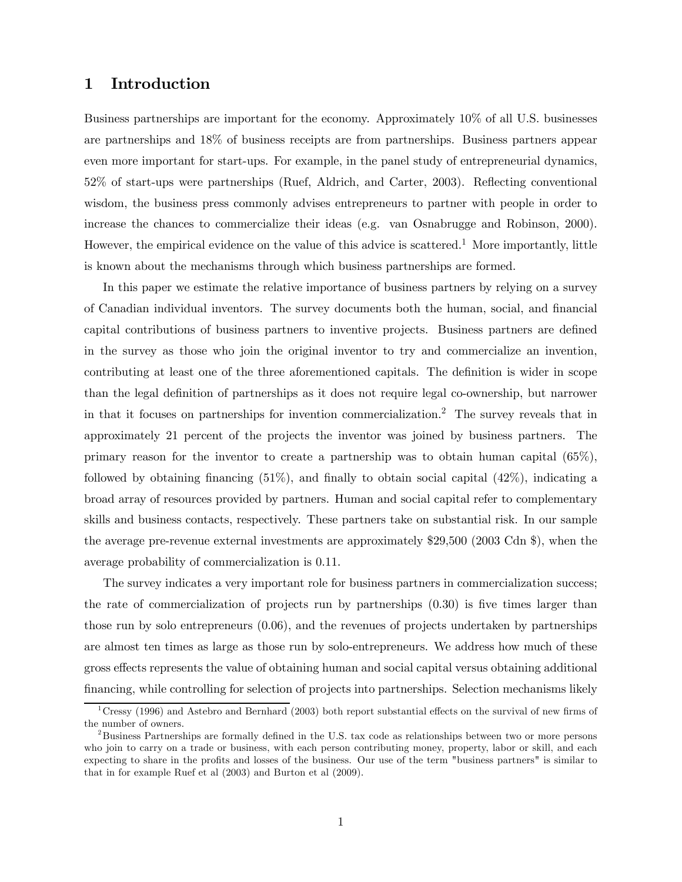# 1 Introduction

Business partnerships are important for the economy. Approximately 10% of all U.S. businesses are partnerships and 18% of business receipts are from partnerships. Business partners appear even more important for start-ups. For example, in the panel study of entrepreneurial dynamics, 52% of start-ups were partnerships (Ruef, Aldrich, and Carter, 2003). Reflecting conventional wisdom, the business press commonly advises entrepreneurs to partner with people in order to increase the chances to commercialize their ideas (e.g. van Osnabrugge and Robinson, 2000). However, the empirical evidence on the value of this advice is scattered.[1] More importantly, little is known about the mechanisms through which business partnerships are formed.

In this paper we estimate the relative importance of business partners by relying on a survey of Canadian individual inventors. The survey documents both the human, social, and financial capital contributions of business partners to inventive projects. Business partners are defined in the survey as those who join the original inventor to try and commercialize an invention, contributing at least one of the three aforementioned capitals. The definition is wider in scope than the legal definition of partnerships as it does not require legal co-ownership, but narrower in that it focuses on partnerships for invention commercialization.[2] The survey reveals that in approximately 21 percent of the projects the inventor was joined by business partners. The primary reason for the inventor to create a partnership was to obtain human capital (65%), followed by obtaining financing (51%), and finally to obtain social capital (42%), indicating a broad array of resources provided by partners. Human and social capital refer to complementary skills and business contacts, respectively. These partners take on substantial risk. In our sample the average pre-revenue external investments are approximately $29,500 (2003 Cdn $), when the average probability of commercialization is 0.11.

The survey indicates a very important role for business partners in commercialization success; the rate of commercialization of projects run by partnerships (0.30) is five times larger than those run by solo entrepreneurs (0.06), and the revenues of projects undertaken by partnerships are almost ten times as large as those run by solo-entrepreneurs. We address how much of these gross effects represents the value of obtaining human and social capital versus obtaining additional financing, while controlling for selection of projects into partnerships. Selection mechanisms likely

[1] Cressy (1996) and Astebro and Bernhard (2003) both report substantial effects on the survival of new firms of the number of owners.

[2] Business Partnerships are formally defined in the U.S. tax code as relationships between two or more persons who join to carry on a trade or business, with each person contributing money, property, labor or skill, and each expecting to share in the profits and losses of the business. Our use of the term "business partners" is similar to that in for example Ruef et al (2003) and Burton et al (2009).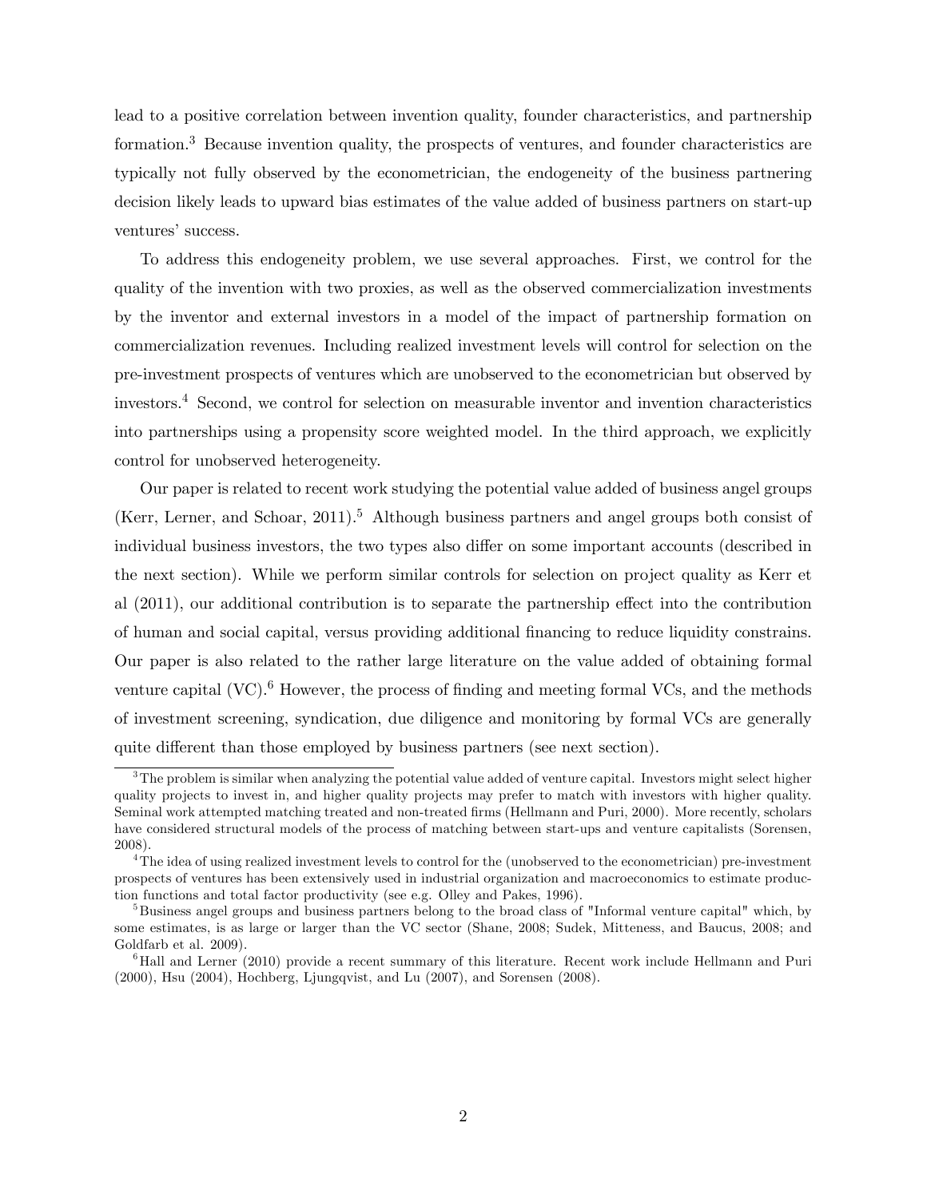lead to a positive correlation between invention quality, founder characteristics, and partnership formation.[3] Because invention quality, the prospects of ventures, and founder characteristics are typically not fully observed by the econometrician, the endogeneity of the business partnering decision likely leads to upward bias estimates of the value added of business partners on start-up ventures' success.

To address this endogeneity problem, we use several approaches. First, we control for the quality of the invention with two proxies, as well as the observed commercialization investments by the inventor and external investors in a model of the impact of partnership formation on commercialization revenues. Including realized investment levels will control for selection on the pre-investment prospects of ventures which are unobserved to the econometrician but observed by investors.[4] Second, we control for selection on measurable inventor and invention characteristics into partnerships using a propensity score weighted model. In the third approach, we explicitly control for unobserved heterogeneity.

Our paper is related to recent work studying the potential value added of business angel groups (Kerr, Lerner, and Schoar, 2011).[5] Although business partners and angel groups both consist of individual business investors, the two types also differ on some important accounts (described in the next section). While we perform similar controls for selection on project quality as Kerr et al (2011), our additional contribution is to separate the partnership effect into the contribution of human and social capital, versus providing additional financing to reduce liquidity constrains. Our paper is also related to the rather large literature on the value added of obtaining formal venture capital (VC).[6] However, the process of finding and meeting formal VCs, and the methods of investment screening, syndication, due diligence and monitoring by formal VCs are generally quite different than those employed by business partners (see next section).

---

[3] The problem is similar when analyzing the potential value added of venture capital. Investors might select higher quality projects to invest in, and higher quality projects may prefer to match with investors with higher quality. Seminal work attempted matching treated and non-treated firms (Hellmann and Puri, 2000). More recently, scholars have considered structural models of the process of matching between start-ups and venture capitalists (Sorensen, 2008).

[4] The idea of using realized investment levels to control for the (unobserved to the econometrician) pre-investment prospects of ventures has been extensively used in industrial organization and macroeconomics to estimate production functions and total factor productivity (see e.g. Olley and Pakes, 1996).

[5] Business angel groups and business partners belong to the broad class of "Informal venture capital" which, by some estimates, is as large or larger than the VC sector (Shane, 2008; Sudek, Mitteness, and Baucus, 2008; and Goldfarb et al. 2009).

[6] Hall and Lerner (2010) provide a recent summary of this literature. Recent work include Hellmann and Puri (2000), Hsu (2004), Hochberg, Ljungqvist, and Lu (2007), and Sorensen (2008).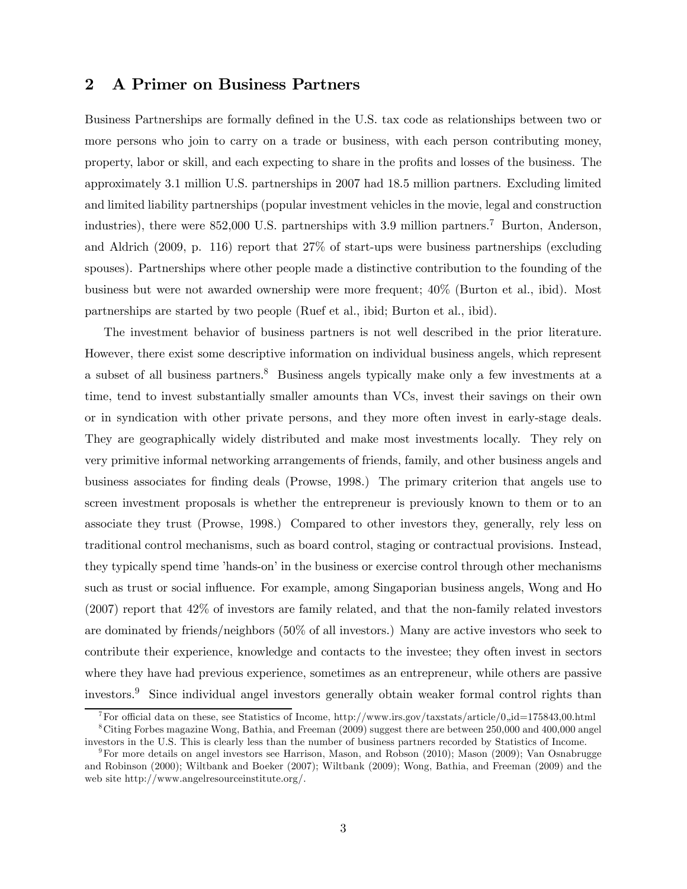## 2 A Primer on Business Partners

Business Partnerships are formally defined in the U.S. tax code as relationships between two or more persons who join to carry on a trade or business, with each person contributing money, property, labor or skill, and each expecting to share in the profits and losses of the business. The approximately 3.1 million U.S. partnerships in 2007 had 18.5 million partners. Excluding limited and limited liability partnerships (popular investment vehicles in the movie, legal and construction industries), there were 852,000 U.S. partnerships with 3.9 million partners.[7] Burton, Anderson, and Aldrich (2009, p. 116) report that 27% of start-ups were business partnerships (excluding spouses). Partnerships where other people made a distinctive contribution to the founding of the business but were not awarded ownership were more frequent; 40% (Burton et al., ibid). Most partnerships are started by two people (Ruef et al., ibid; Burton et al., ibid).

The investment behavior of business partners is not well described in the prior literature. However, there exist some descriptive information on individual business angels, which represent a subset of all business partners.[8] Business angels typically make only a few investments at a time, tend to invest substantially smaller amounts than VCs, invest their savings on their own or in syndication with other private persons, and they more often invest in early-stage deals. They are geographically widely distributed and make most investments locally. They rely on very primitive informal networking arrangements of friends, family, and other business angels and business associates for finding deals (Prowse, 1998.) The primary criterion that angels use to screen investment proposals is whether the entrepreneur is previously known to them or to an associate they trust (Prowse, 1998.) Compared to other investors they, generally, rely less on traditional control mechanisms, such as board control, staging or contractual provisions. Instead, they typically spend time 'hands-on' in the business or exercise control through other mechanisms such as trust or social influence. For example, among Singaporian business angels, Wong and Ho (2007) report that 42% of investors are family related, and that the non-family related investors are dominated by friends/neighbors (50% of all investors.) Many are active investors who seek to contribute their experience, knowledge and contacts to the investee; they often invest in sectors where they have had previous experience, sometimes as an entrepreneur, while others are passive investors.[9] Since individual angel investors generally obtain weaker formal control rights than

[7] For official data on these, see Statistics of Income, http://www.irs.gov/taxstats/article/0,,id=175843,00.html

[8] Citing Forbes magazine Wong, Bathia, and Freeman (2009) suggest there are between 250,000 and 400,000 angel investors in the U.S. This is clearly less than the number of business partners recorded by Statistics of Income.

[9] For more details on angel investors see Harrison, Mason, and Robson (2010); Mason (2009); Van Osnabrugge and Robinson (2000); Wiltbank and Boeker (2007); Wiltbank (2009); Wong, Bathia, and Freeman (2009) and the web site http://www.angelresourceinstitute.org/.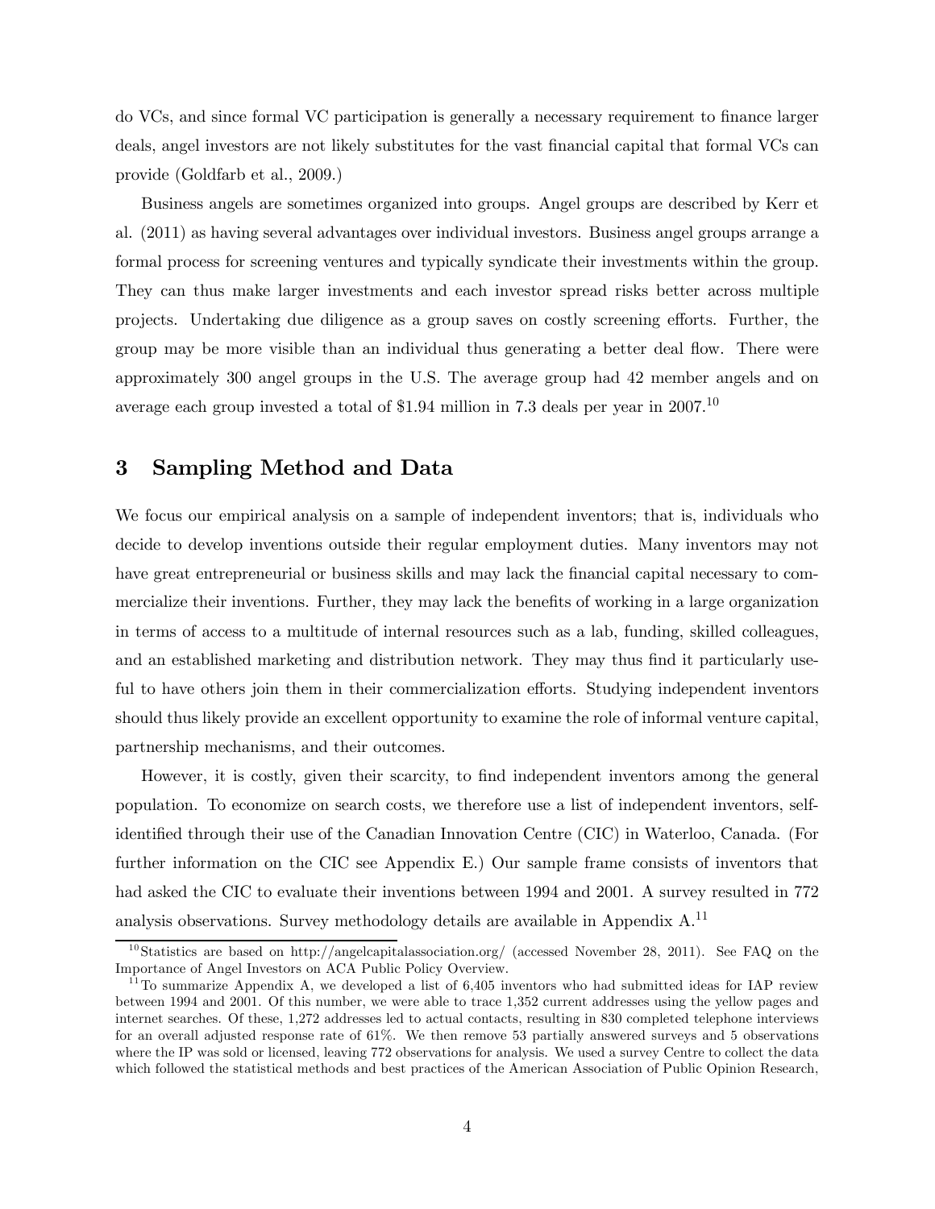do VCs, and since formal VC participation is generally a necessary requirement to finance larger deals, angel investors are not likely substitutes for the vast financial capital that formal VCs can provide (Goldfarb et al., 2009.)

Business angels are sometimes organized into groups. Angel groups are described by Kerr et al. (2011) as having several advantages over individual investors. Business angel groups arrange a formal process for screening ventures and typically syndicate their investments within the group. They can thus make larger investments and each investor spread risks better across multiple projects. Undertaking due diligence as a group saves on costly screening efforts. Further, the group may be more visible than an individual thus generating a better deal flow. There were approximately 300 angel groups in the U.S. The average group had 42 member angels and on average each group invested a total of $1.94 million in 7.3 deals per year in 2007.[10]

## 3 Sampling Method and Data

We focus our empirical analysis on a sample of independent inventors; that is, individuals who decide to develop inventions outside their regular employment duties. Many inventors may not have great entrepreneurial or business skills and may lack the financial capital necessary to commercialize their inventions. Further, they may lack the benefits of working in a large organization in terms of access to a multitude of internal resources such as a lab, funding, skilled colleagues, and an established marketing and distribution network. They may thus find it particularly useful to have others join them in their commercialization efforts. Studying independent inventors should thus likely provide an excellent opportunity to examine the role of informal venture capital, partnership mechanisms, and their outcomes.

However, it is costly, given their scarcity, to find independent inventors among the general population. To economize on search costs, we therefore use a list of independent inventors, self-identified through their use of the Canadian Innovation Centre (CIC) in Waterloo, Canada. (For further information on the CIC see Appendix E.) Our sample frame consists of inventors that had asked the CIC to evaluate their inventions between 1994 and 2001. A survey resulted in 772 analysis observations. Survey methodology details are available in Appendix A.[11]

[10] Statistics are based on http://angelcapitalassociation.org/ (accessed November 28, 2011). See FAQ on the Importance of Angel Investors on ACA Public Policy Overview.

[11] To summarize Appendix A, we developed a list of 6,405 inventors who had submitted ideas for IAP review between 1994 and 2001. Of this number, we were able to trace 1,352 current addresses using the yellow pages and internet searches. Of these, 1,272 addresses led to actual contacts, resulting in 830 completed telephone interviews for an overall adjusted response rate of 61%. We then remove 53 partially answered surveys and 5 observations where the IP was sold or licensed, leaving 772 observations for analysis. We used a survey Centre to collect the data which followed the statistical methods and best practices of the American Association of Public Opinion Research,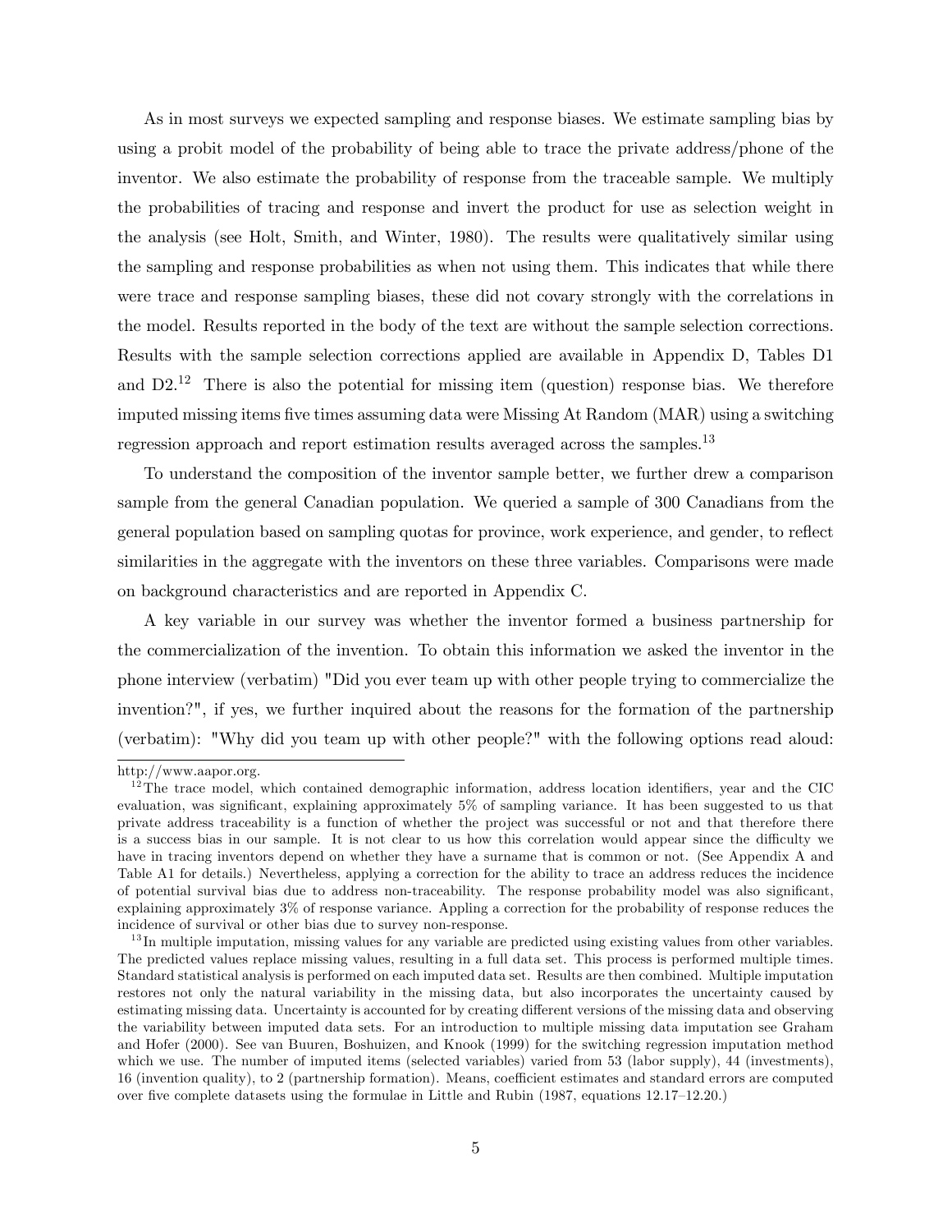As in most surveys we expected sampling and response biases. We estimate sampling bias by using a probit model of the probability of being able to trace the private address/phone of the inventor. We also estimate the probability of response from the traceable sample. We multiply the probabilities of tracing and response and invert the product for use as selection weight in the analysis (see Holt, Smith, and Winter, 1980). The results were qualitatively similar using the sampling and response probabilities as when not using them. This indicates that while there were trace and response sampling biases, these did not covary strongly with the correlations in the model. Results reported in the body of the text are without the sample selection corrections. Results with the sample selection corrections applied are available in Appendix D, Tables D1 and D2.[12] There is also the potential for missing item (question) response bias. We therefore imputed missing items five times assuming data were Missing At Random (MAR) using a switching regression approach and report estimation results averaged across the samples.[13]

To understand the composition of the inventor sample better, we further drew a comparison sample from the general Canadian population. We queried a sample of 300 Canadians from the general population based on sampling quotas for province, work experience, and gender, to reflect similarities in the aggregate with the inventors on these three variables. Comparisons were made on background characteristics and are reported in Appendix C.

A key variable in our survey was whether the inventor formed a business partnership for the commercialization of the invention. To obtain this information we asked the inventor in the phone interview (verbatim) "Did you ever team up with other people trying to commercialize the invention?", if yes, we further inquired about the reasons for the formation of the partnership (verbatim): "Why did you team up with other people?" with the following options read aloud:

---

http://www.aapor.org.

[12] The trace model, which contained demographic information, address location identifiers, year and the CIC evaluation, was significant, explaining approximately 5% of sampling variance. It has been suggested to us that private address traceability is a function of whether the project was successful or not and that therefore there is a success bias in our sample. It is not clear to us how this correlation would appear since the difficulty we have in tracing inventors depend on whether they have a surname that is common or not. (See Appendix A and Table A1 for details.) Nevertheless, applying a correction for the ability to trace an address reduces the incidence of potential survival bias due to address non-traceability. The response probability model was also significant, explaining approximately 3% of response variance. Appling a correction for the probability of response reduces the incidence of survival or other bias due to survey non-response.

[13] In multiple imputation, missing values for any variable are predicted using existing values from other variables. The predicted values replace missing values, resulting in a full data set. This process is performed multiple times. Standard statistical analysis is performed on each imputed data set. Results are then combined. Multiple imputation restores not only the natural variability in the missing data, but also incorporates the uncertainty caused by estimating missing data. Uncertainty is accounted for by creating different versions of the missing data and observing the variability between imputed data sets. For an introduction to multiple missing data imputation see Graham and Hofer (2000). See van Buuren, Boshuizen, and Knook (1999) for the switching regression imputation method which we use. The number of imputed items (selected variables) varied from 53 (labor supply), 44 (investments), 16 (invention quality), to 2 (partnership formation). Means, coefficient estimates and standard errors are computed over five complete datasets using the formulae in Little and Rubin (1987, equations 12.17–12.20.)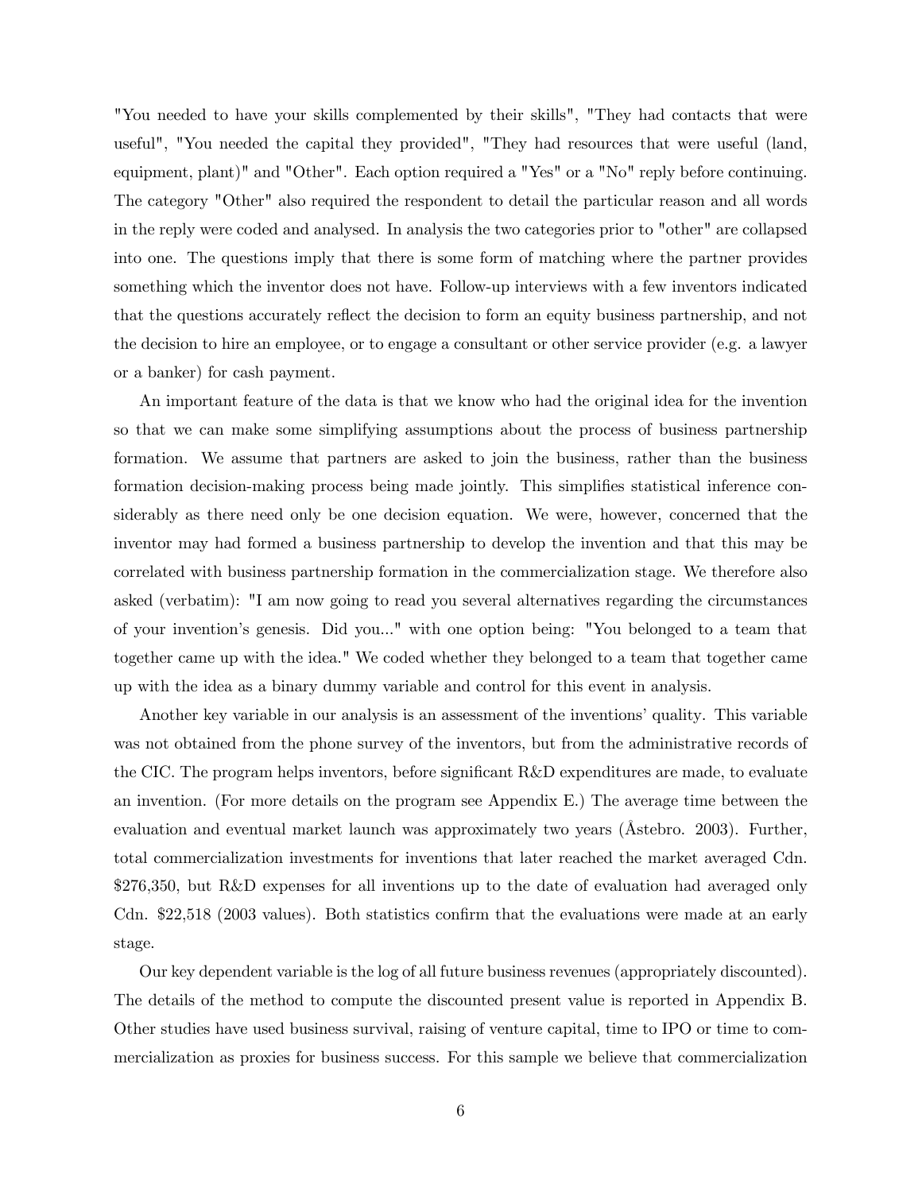"You needed to have your skills complemented by their skills", "They had contacts that were useful", "You needed the capital they provided", "They had resources that were useful (land, equipment, plant)" and "Other". Each option required a "Yes" or a "No" reply before continuing. The category "Other" also required the respondent to detail the particular reason and all words in the reply were coded and analysed. In analysis the two categories prior to "other" are collapsed into one. The questions imply that there is some form of matching where the partner provides something which the inventor does not have. Follow-up interviews with a few inventors indicated that the questions accurately reflect the decision to form an equity business partnership, and not the decision to hire an employee, or to engage a consultant or other service provider (e.g. a lawyer or a banker) for cash payment.

An important feature of the data is that we know who had the original idea for the invention so that we can make some simplifying assumptions about the process of business partnership formation. We assume that partners are asked to join the business, rather than the business formation decision-making process being made jointly. This simplifies statistical inference considerably as there need only be one decision equation. We were, however, concerned that the inventor may had formed a business partnership to develop the invention and that this may be correlated with business partnership formation in the commercialization stage. We therefore also asked (verbatim): "I am now going to read you several alternatives regarding the circumstances of your invention's genesis. Did you..." with one option being: "You belonged to a team that together came up with the idea." We coded whether they belonged to a team that together came up with the idea as a binary dummy variable and control for this event in analysis.

Another key variable in our analysis is an assessment of the inventions' quality. This variable was not obtained from the phone survey of the inventors, but from the administrative records of the CIC. The program helps inventors, before significant R&D expenditures are made, to evaluate an invention. (For more details on the program see Appendix E.) The average time between the evaluation and eventual market launch was approximately two years (Åstebro. 2003). Further, total commercialization investments for inventions that later reached the market averaged Cdn. $276,350, but R&D expenses for all inventions up to the date of evaluation had averaged only Cdn. $22,518 (2003 values). Both statistics confirm that the evaluations were made at an early stage.

Our key dependent variable is the log of all future business revenues (appropriately discounted). The details of the method to compute the discounted present value is reported in Appendix B. Other studies have used business survival, raising of venture capital, time to IPO or time to commercialization as proxies for business success. For this sample we believe that commercialization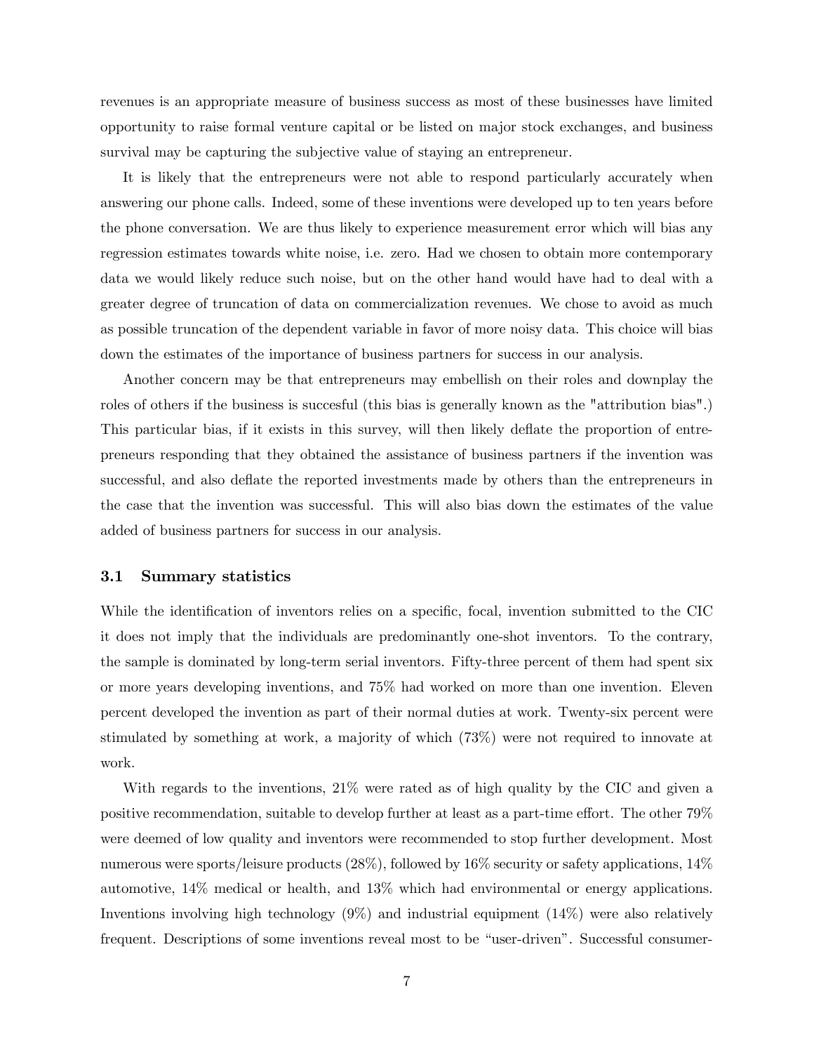revenues is an appropriate measure of business success as most of these businesses have limited opportunity to raise formal venture capital or be listed on major stock exchanges, and business survival may be capturing the subjective value of staying an entrepreneur.

It is likely that the entrepreneurs were not able to respond particularly accurately when answering our phone calls. Indeed, some of these inventions were developed up to ten years before the phone conversation. We are thus likely to experience measurement error which will bias any regression estimates towards white noise, i.e. zero. Had we chosen to obtain more contemporary data we would likely reduce such noise, but on the other hand would have had to deal with a greater degree of truncation of data on commercialization revenues. We chose to avoid as much as possible truncation of the dependent variable in favor of more noisy data. This choice will bias down the estimates of the importance of business partners for success in our analysis.

Another concern may be that entrepreneurs may embellish on their roles and downplay the roles of others if the business is succesful (this bias is generally known as the "attribution bias".) This particular bias, if it exists in this survey, will then likely deflate the proportion of entrepreneurs responding that they obtained the assistance of business partners if the invention was successful, and also deflate the reported investments made by others than the entrepreneurs in the case that the invention was successful. This will also bias down the estimates of the value added of business partners for success in our analysis.

### 3.1 Summary statistics

While the identification of inventors relies on a specific, focal, invention submitted to the CIC it does not imply that the individuals are predominantly one-shot inventors. To the contrary, the sample is dominated by long-term serial inventors. Fifty-three percent of them had spent six or more years developing inventions, and 75% had worked on more than one invention. Eleven percent developed the invention as part of their normal duties at work. Twenty-six percent were stimulated by something at work, a majority of which (73%) were not required to innovate at work.

With regards to the inventions, 21% were rated as of high quality by the CIC and given a positive recommendation, suitable to develop further at least as a part-time effort. The other 79% were deemed of low quality and inventors were recommended to stop further development. Most numerous were sports/leisure products (28%), followed by 16% security or safety applications, 14% automotive, 14% medical or health, and 13% which had environmental or energy applications. Inventions involving high technology (9%) and industrial equipment (14%) were also relatively frequent. Descriptions of some inventions reveal most to be "user-driven". Successful consumer-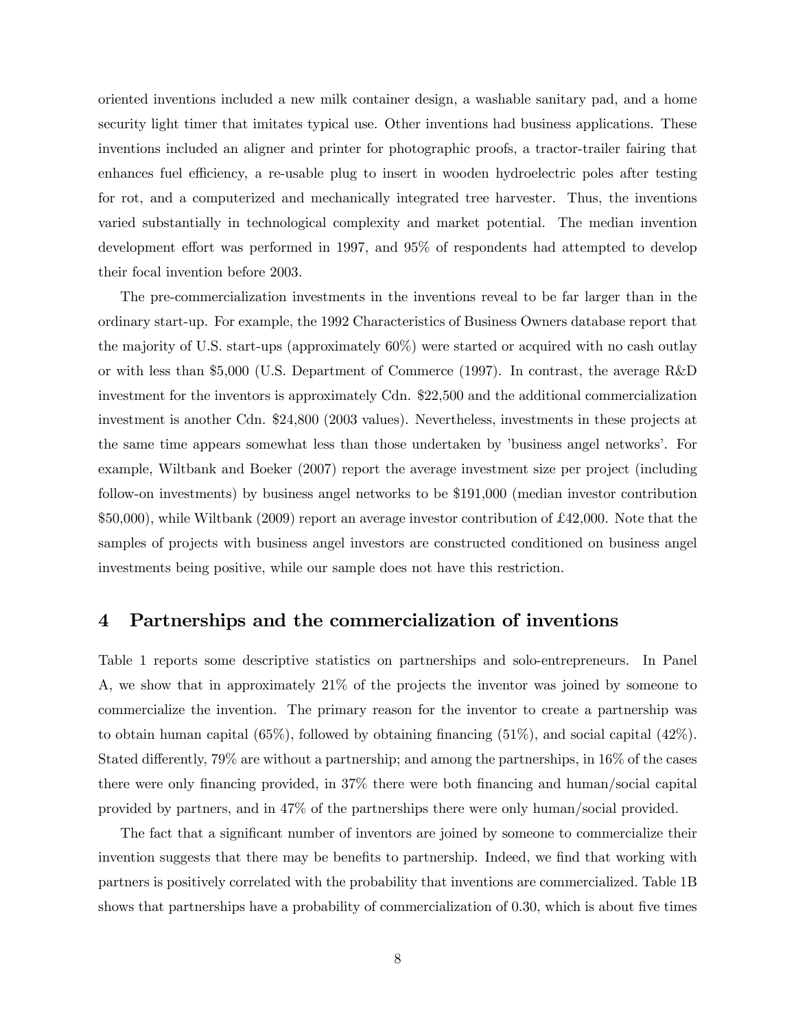oriented inventions included a new milk container design, a washable sanitary pad, and a home security light timer that imitates typical use. Other inventions had business applications. These inventions included an aligner and printer for photographic proofs, a tractor-trailer fairing that enhances fuel efficiency, a re-usable plug to insert in wooden hydroelectric poles after testing for rot, and a computerized and mechanically integrated tree harvester. Thus, the inventions varied substantially in technological complexity and market potential. The median invention development effort was performed in 1997, and 95% of respondents had attempted to develop their focal invention before 2003.

The pre-commercialization investments in the inventions reveal to be far larger than in the ordinary start-up. For example, the 1992 Characteristics of Business Owners database report that the majority of U.S. start-ups (approximately 60%) were started or acquired with no cash outlay or with less than $5,000 (U.S. Department of Commerce (1997). In contrast, the average R&D investment for the inventors is approximately Cdn. $22,500 and the additional commercialization investment is another Cdn. $24,800 (2003 values). Nevertheless, investments in these projects at the same time appears somewhat less than those undertaken by 'business angel networks'. For example, Wiltbank and Boeker (2007) report the average investment size per project (including follow-on investments) by business angel networks to be $191,000 (median investor contribution $50,000), while Wiltbank (2009) report an average investor contribution of £42,000. Note that the samples of projects with business angel investors are constructed conditioned on business angel investments being positive, while our sample does not have this restriction.

## 4 Partnerships and the commercialization of inventions

Table 1 reports some descriptive statistics on partnerships and solo-entrepreneurs. In Panel A, we show that in approximately 21% of the projects the inventor was joined by someone to commercialize the invention. The primary reason for the inventor to create a partnership was to obtain human capital (65%), followed by obtaining financing (51%), and social capital (42%). Stated differently, 79% are without a partnership; and among the partnerships, in 16% of the cases there were only financing provided, in 37% there were both financing and human/social capital provided by partners, and in 47% of the partnerships there were only human/social provided.

The fact that a significant number of inventors are joined by someone to commercialize their invention suggests that there may be benefits to partnership. Indeed, we find that working with partners is positively correlated with the probability that inventions are commercialized. Table 1B shows that partnerships have a probability of commercialization of 0.30, which is about five times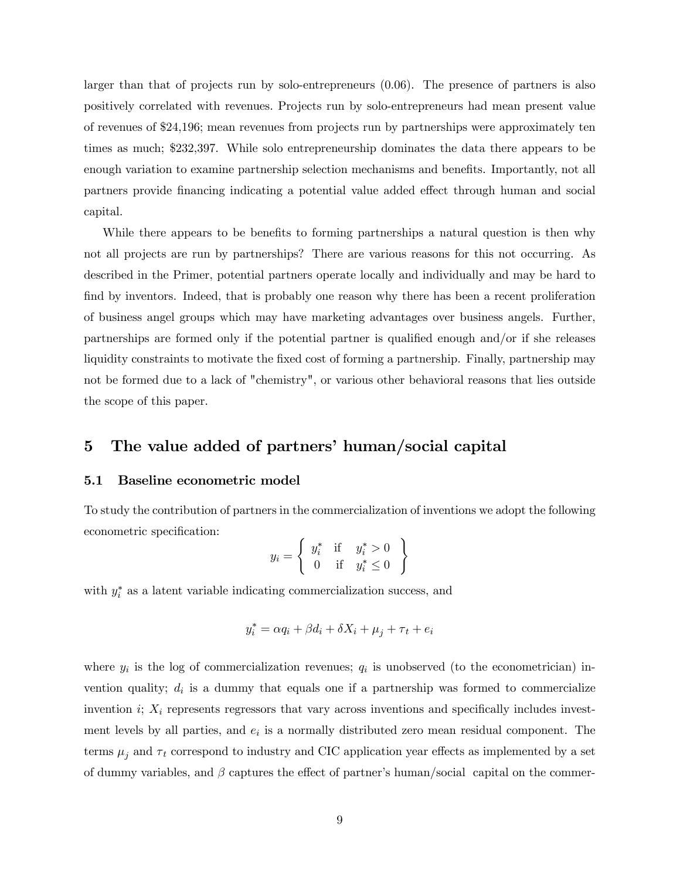larger than that of projects run by solo-entrepreneurs (0.06). The presence of partners is also positively correlated with revenues. Projects run by solo-entrepreneurs had mean present value of revenues of $24,196; mean revenues from projects run by partnerships were approximately ten times as much; $232,397. While solo entrepreneurship dominates the data there appears to be enough variation to examine partnership selection mechanisms and benefits. Importantly, not all partners provide financing indicating a potential value added effect through human and social capital.

While there appears to be benefits to forming partnerships a natural question is then why not all projects are run by partnerships? There are various reasons for this not occurring. As described in the Primer, potential partners operate locally and individually and may be hard to find by inventors. Indeed, that is probably one reason why there has been a recent proliferation of business angel groups which may have marketing advantages over business angels. Further, partnerships are formed only if the potential partner is qualified enough and/or if she releases liquidity constraints to motivate the fixed cost of forming a partnership. Finally, partnership may not be formed due to a lack of "chemistry", or various other behavioral reasons that lies outside the scope of this paper.

# 5 The value added of partners' human/social capital

## 5.1 Baseline econometric model

To study the contribution of partners in the commercialization of inventions we adopt the following econometric specification:

$$y_i = \left\{ \begin{array}{ccc} y_i^* & \text{if} & y_i^* > 0 \\ 0 & \text{if} & y_i^* \leq 0 \end{array} \right\}$$

with $y_i^*$ as a latent variable indicating commercialization success, and

$$y_i^* = \alpha q_i + \beta d_i + \delta X_i + \mu_j + \tau_t + e_i$$

where $y_i$ is the log of commercialization revenues; $q_i$ is unobserved (to the econometrician) invention quality; $d_i$ is a dummy that equals one if a partnership was formed to commercialize invention $i$; $X_i$ represents regressors that vary across inventions and specifically includes investment levels by all parties, and $e_i$ is a normally distributed zero mean residual component. The terms $\mu_j$ and $\tau_t$ correspond to industry and CIC application year effects as implemented by a set of dummy variables, and $\beta$ captures the effect of partner's human/social capital on the commer-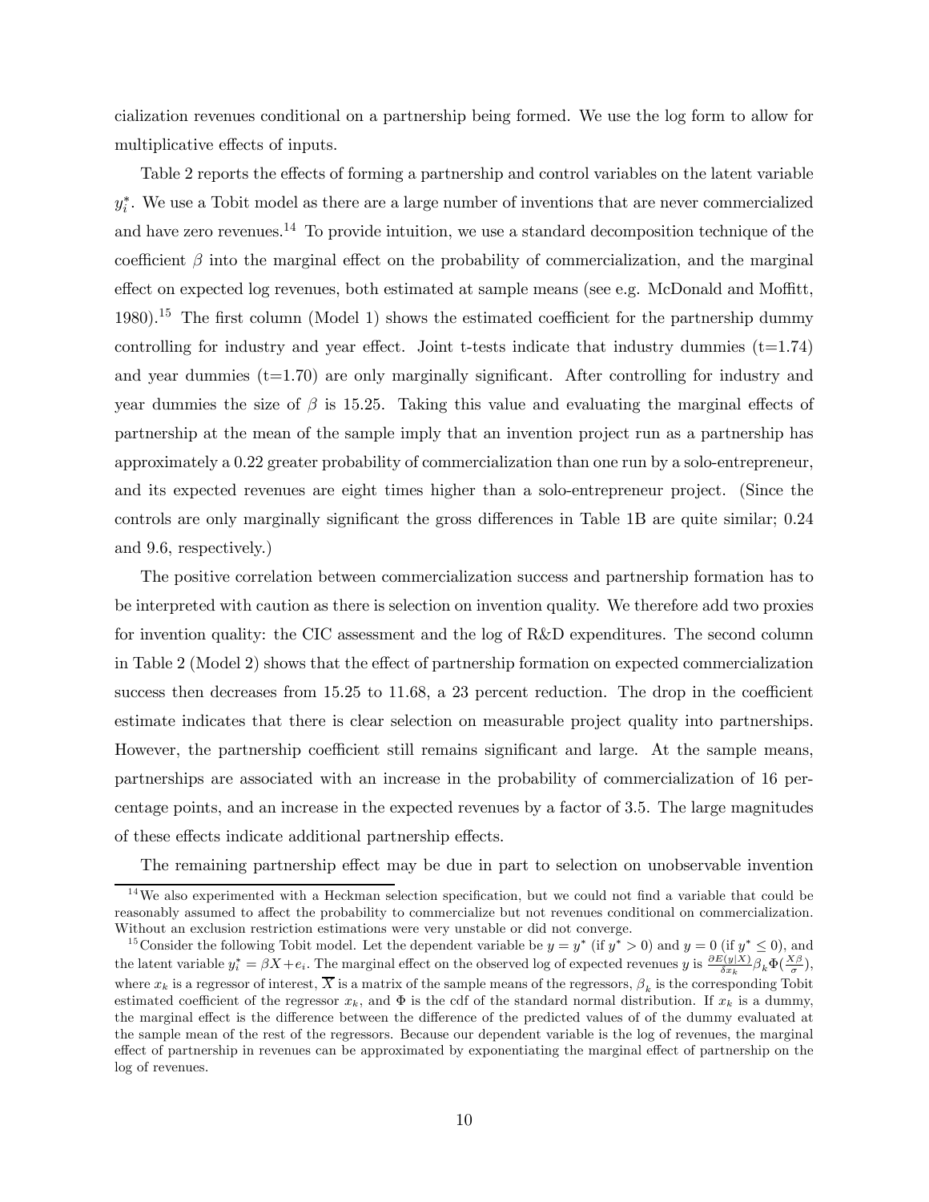cialization revenues conditional on a partnership being formed. We use the log form to allow for multiplicative effects of inputs.

Table 2 reports the effects of forming a partnership and control variables on the latent variable $y_i^*$. We use a Tobit model as there are a large number of inventions that are never commercialized and have zero revenues.[14] To provide intuition, we use a standard decomposition technique of the coefficient $\beta$ into the marginal effect on the probability of commercialization, and the marginal effect on expected log revenues, both estimated at sample means (see e.g. McDonald and Moffitt, 1980).[15] The first column (Model 1) shows the estimated coefficient for the partnership dummy controlling for industry and year effect. Joint t-tests indicate that industry dummies (t=1.74) and year dummies (t=1.70) are only marginally significant. After controlling for industry and year dummies the size of $\beta$ is 15.25. Taking this value and evaluating the marginal effects of partnership at the mean of the sample imply that an invention project run as a partnership has approximately a 0.22 greater probability of commercialization than one run by a solo-entrepreneur, and its expected revenues are eight times higher than a solo-entrepreneur project. (Since the controls are only marginally significant the gross differences in Table 1B are quite similar; 0.24 and 9.6, respectively.)

The positive correlation between commercialization success and partnership formation has to be interpreted with caution as there is selection on invention quality. We therefore add two proxies for invention quality: the CIC assessment and the log of R&D expenditures. The second column in Table 2 (Model 2) shows that the effect of partnership formation on expected commercialization success then decreases from 15.25 to 11.68, a 23 percent reduction. The drop in the coefficient estimate indicates that there is clear selection on measurable project quality into partnerships. However, the partnership coefficient still remains significant and large. At the sample means, partnerships are associated with an increase in the probability of commercialization of 16 percentage points, and an increase in the expected revenues by a factor of 3.5. The large magnitudes of these effects indicate additional partnership effects.

The remaining partnership effect may be due in part to selection on unobservable invention

[14] We also experimented with a Heckman selection specification, but we could not find a variable that could be reasonably assumed to affect the probability to commercialize but not revenues conditional on commercialization. Without an exclusion restriction estimations were very unstable or did not converge.

[15] Consider the following Tobit model. Let the dependent variable be $y = y^*$ (if $y^* > 0$) and $y = 0$ (if $y^* \leq 0$), and the latent variable $y_i^* = \beta X + e_i$. The marginal effect on the observed log of expected revenues $y$ is $\frac{\partial E(y|X)}{\delta x_k} \beta_k \Phi(\frac{X\beta}{\sigma})$, where $x_k$ is a regressor of interest, $\overline{X}$ is a matrix of the sample means of the regressors, $\beta_k$ is the corresponding Tobit estimated coefficient of the regressor $x_k$, and $\Phi$ is the cdf of the standard normal distribution. If $x_k$ is a dummy, the marginal effect is the difference between the difference of the predicted values of of the dummy evaluated at the sample mean of the rest of the regressors. Because our dependent variable is the log of revenues, the marginal effect of partnership in revenues can be approximated by exponentiating the marginal effect of partnership on the log of revenues.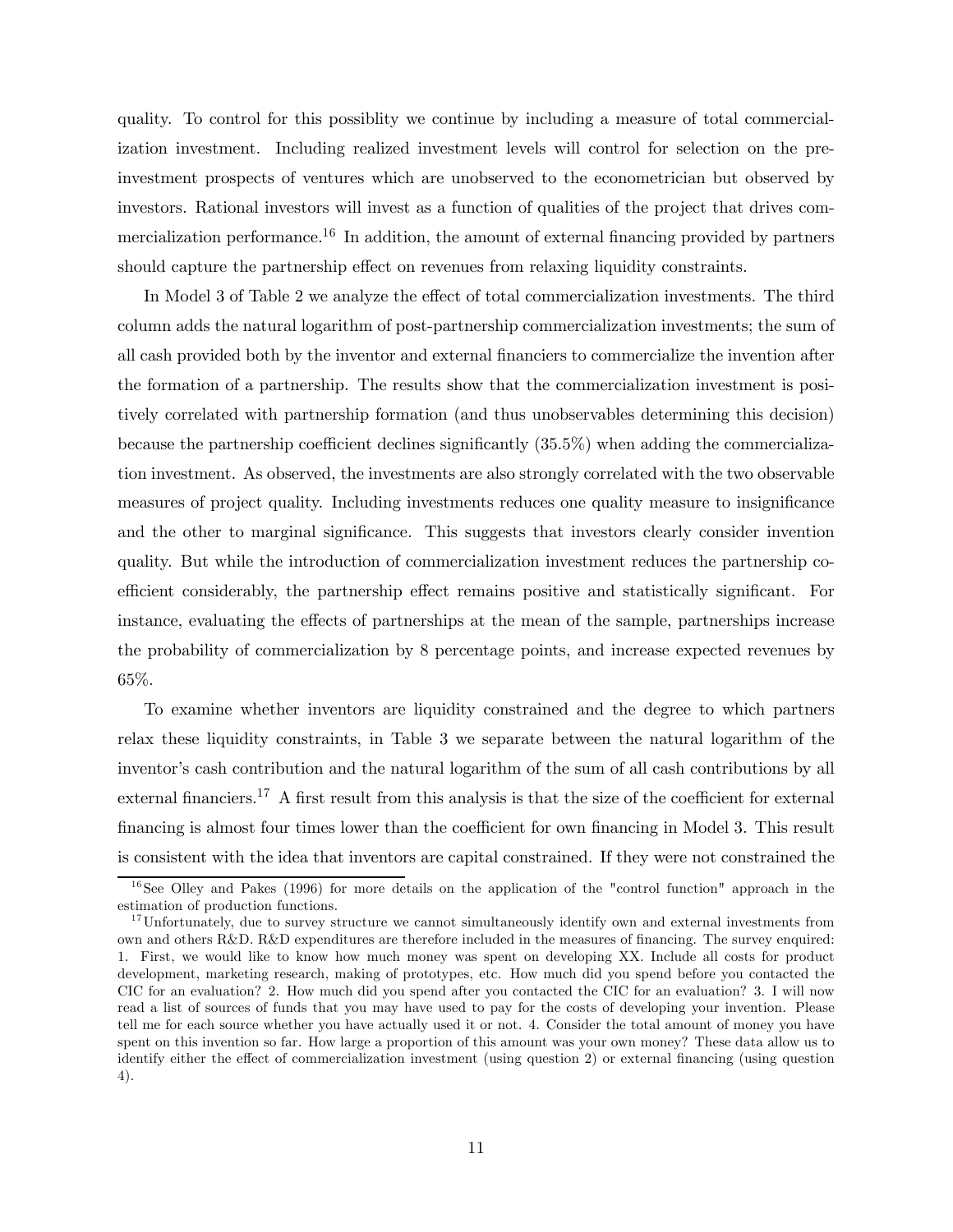quality. To control for this possiblity we continue by including a measure of total commercialization investment. Including realized investment levels will control for selection on the pre-investment prospects of ventures which are unobserved to the econometrician but observed by investors. Rational investors will invest as a function of qualities of the project that drives commercialization performance.[16] In addition, the amount of external financing provided by partners should capture the partnership effect on revenues from relaxing liquidity constraints.

In Model 3 of Table 2 we analyze the effect of total commercialization investments. The third column adds the natural logarithm of post-partnership commercialization investments; the sum of all cash provided both by the inventor and external financiers to commercialize the invention after the formation of a partnership. The results show that the commercialization investment is positively correlated with partnership formation (and thus unobservables determining this decision) because the partnership coefficient declines significantly (35.5%) when adding the commercialization investment. As observed, the investments are also strongly correlated with the two observable measures of project quality. Including investments reduces one quality measure to insignificance and the other to marginal significance. This suggests that investors clearly consider invention quality. But while the introduction of commercialization investment reduces the partnership coefficient considerably, the partnership effect remains positive and statistically significant. For instance, evaluating the effects of partnerships at the mean of the sample, partnerships increase the probability of commercialization by 8 percentage points, and increase expected revenues by 65%.

To examine whether inventors are liquidity constrained and the degree to which partners relax these liquidity constraints, in Table 3 we separate between the natural logarithm of the inventor's cash contribution and the natural logarithm of the sum of all cash contributions by all external financiers.[17] A first result from this analysis is that the size of the coefficient for external financing is almost four times lower than the coefficient for own financing in Model 3. This result is consistent with the idea that inventors are capital constrained. If they were not constrained the

[16] See Olley and Pakes (1996) for more details on the application of the "control function" approach in the estimation of production functions.

[17] Unfortunately, due to survey structure we cannot simultaneously identify own and external investments from own and others R&D. R&D expenditures are therefore included in the measures of financing. The survey enquired: 1. First, we would like to know how much money was spent on developing XX. Include all costs for product development, marketing research, making of prototypes, etc. How much did you spend before you contacted the CIC for an evaluation? 2. How much did you spend after you contacted the CIC for an evaluation? 3. I will now read a list of sources of funds that you may have used to pay for the costs of developing your invention. Please tell me for each source whether you have actually used it or not. 4. Consider the total amount of money you have spent on this invention so far. How large a proportion of this amount was your own money? These data allow us to identify either the effect of commercialization investment (using question 2) or external financing (using question 4).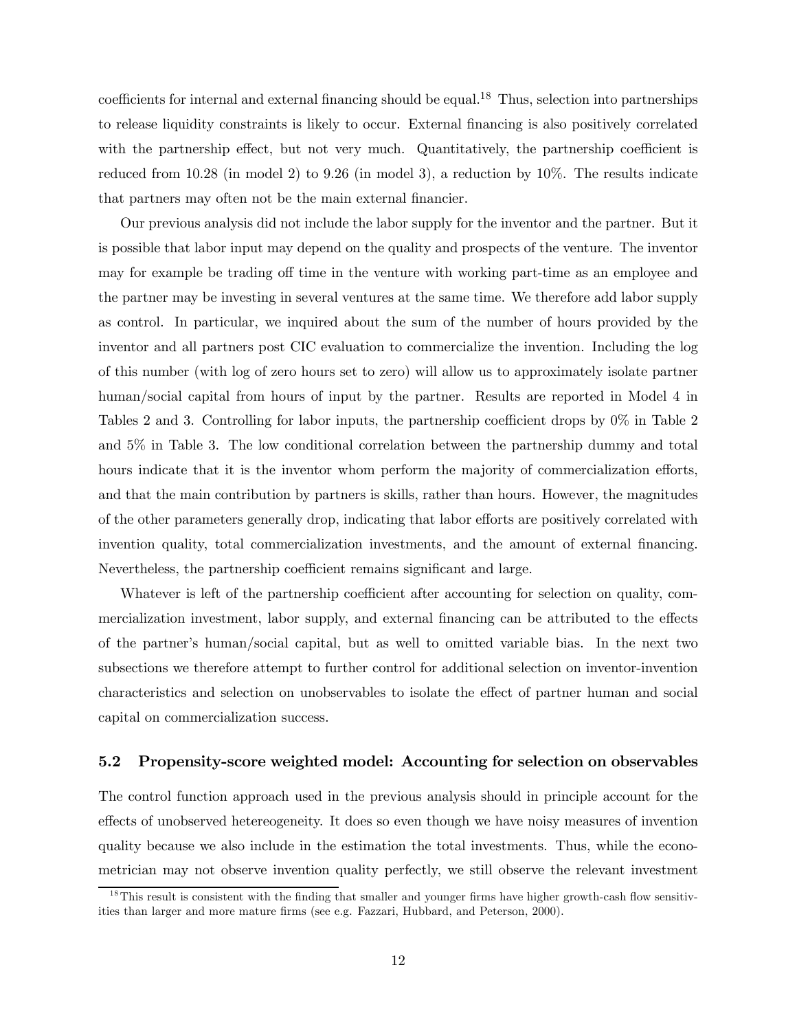coefficients for internal and external financing should be equal.[18] Thus, selection into partnerships to release liquidity constraints is likely to occur. External financing is also positively correlated with the partnership effect, but not very much. Quantitatively, the partnership coefficient is reduced from 10.28 (in model 2) to 9.26 (in model 3), a reduction by 10%. The results indicate that partners may often not be the main external financier.

Our previous analysis did not include the labor supply for the inventor and the partner. But it is possible that labor input may depend on the quality and prospects of the venture. The inventor may for example be trading off time in the venture with working part-time as an employee and the partner may be investing in several ventures at the same time. We therefore add labor supply as control. In particular, we inquired about the sum of the number of hours provided by the inventor and all partners post CIC evaluation to commercialize the invention. Including the log of this number (with log of zero hours set to zero) will allow us to approximately isolate partner human/social capital from hours of input by the partner. Results are reported in Model 4 in Tables 2 and 3. Controlling for labor inputs, the partnership coefficient drops by 0% in Table 2 and 5% in Table 3. The low conditional correlation between the partnership dummy and total hours indicate that it is the inventor whom perform the majority of commercialization efforts, and that the main contribution by partners is skills, rather than hours. However, the magnitudes of the other parameters generally drop, indicating that labor efforts are positively correlated with invention quality, total commercialization investments, and the amount of external financing. Nevertheless, the partnership coefficient remains significant and large.

Whatever is left of the partnership coefficient after accounting for selection on quality, commercialization investment, labor supply, and external financing can be attributed to the effects of the partner's human/social capital, but as well to omitted variable bias. In the next two subsections we therefore attempt to further control for additional selection on inventor-invention characteristics and selection on unobservables to isolate the effect of partner human and social capital on commercialization success.

### 5.2 Propensity-score weighted model: Accounting for selection on observables

The control function approach used in the previous analysis should in principle account for the effects of unobserved hetereogeneity. It does so even though we have noisy measures of invention quality because we also include in the estimation the total investments. Thus, while the econometrician may not observe invention quality perfectly, we still observe the relevant investment

[18] This result is consistent with the finding that smaller and younger firms have higher growth-cash flow sensitivities than larger and more mature firms (see e.g. Fazzari, Hubbard, and Peterson, 2000).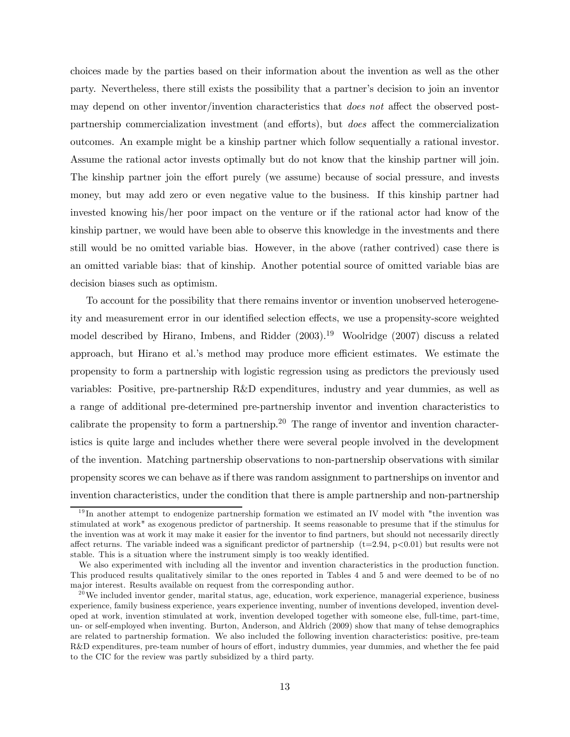choices made by the parties based on their information about the invention as well as the other party. Nevertheless, there still exists the possibility that a partner's decision to join an inventor may depend on other inventor/invention characteristics that *does not* affect the observed post-partnership commercialization investment (and efforts), but *does* affect the commercialization outcomes. An example might be a kinship partner which follow sequentially a rational investor. Assume the rational actor invests optimally but do not know that the kinship partner will join. The kinship partner join the effort purely (we assume) because of social pressure, and invests money, but may add zero or even negative value to the business. If this kinship partner had invested knowing his/her poor impact on the venture or if the rational actor had know of the kinship partner, we would have been able to observe this knowledge in the investments and there still would be no omitted variable bias. However, in the above (rather contrived) case there is an omitted variable bias: that of kinship. Another potential source of omitted variable bias are decision biases such as optimism.

To account for the possibility that there remains inventor or invention unobserved heterogeneity and measurement error in our identified selection effects, we use a propensity-score weighted model described by Hirano, Imbens, and Ridder (2003).[19] Woolridge (2007) discuss a related approach, but Hirano et al.'s method may produce more efficient estimates. We estimate the propensity to form a partnership with logistic regression using as predictors the previously used variables: Positive, pre-partnership R&D expenditures, industry and year dummies, as well as a range of additional pre-determined pre-partnership inventor and invention characteristics to calibrate the propensity to form a partnership.[20] The range of inventor and invention characteristics is quite large and includes whether there were several people involved in the development of the invention. Matching partnership observations to non-partnership observations with similar propensity scores we can behave as if there was random assignment to partnerships on inventor and invention characteristics, under the condition that there is ample partnership and non-partnership

[19] In another attempt to endogenize partnership formation we estimated an IV model with "the invention was stimulated at work" as exogenous predictor of partnership. It seems reasonable to presume that if the stimulus for the invention was at work it may make it easier for the inventor to find partners, but should not necessarily directly affect returns. The variable indeed was a significant predictor of partnership ($t=2.94$, $p<0.01$) but results were not stable. This is a situation where the instrument simply is too weakly identified.

We also experimented with including all the inventor and invention characteristics in the production function. This produced results qualitatively similar to the ones reported in Tables 4 and 5 and were deemed to be of no major interest. Results available on request from the corresponding author.

[20] We included inventor gender, marital status, age, education, work experience, managerial experience, business experience, family business experience, years experience inventing, number of inventions developed, invention developed at work, invention stimulated at work, invention developed together with someone else, full-time, part-time, un- or self-employed when inventing. Burton, Anderson, and Aldrich (2009) show that many of tehse demographics are related to partnership formation. We also included the following invention characteristics: positive, pre-team R&D expenditures, pre-team number of hours of effort, industry dummies, year dummies, and whether the fee paid to the CIC for the review was partly subsidized by a third party.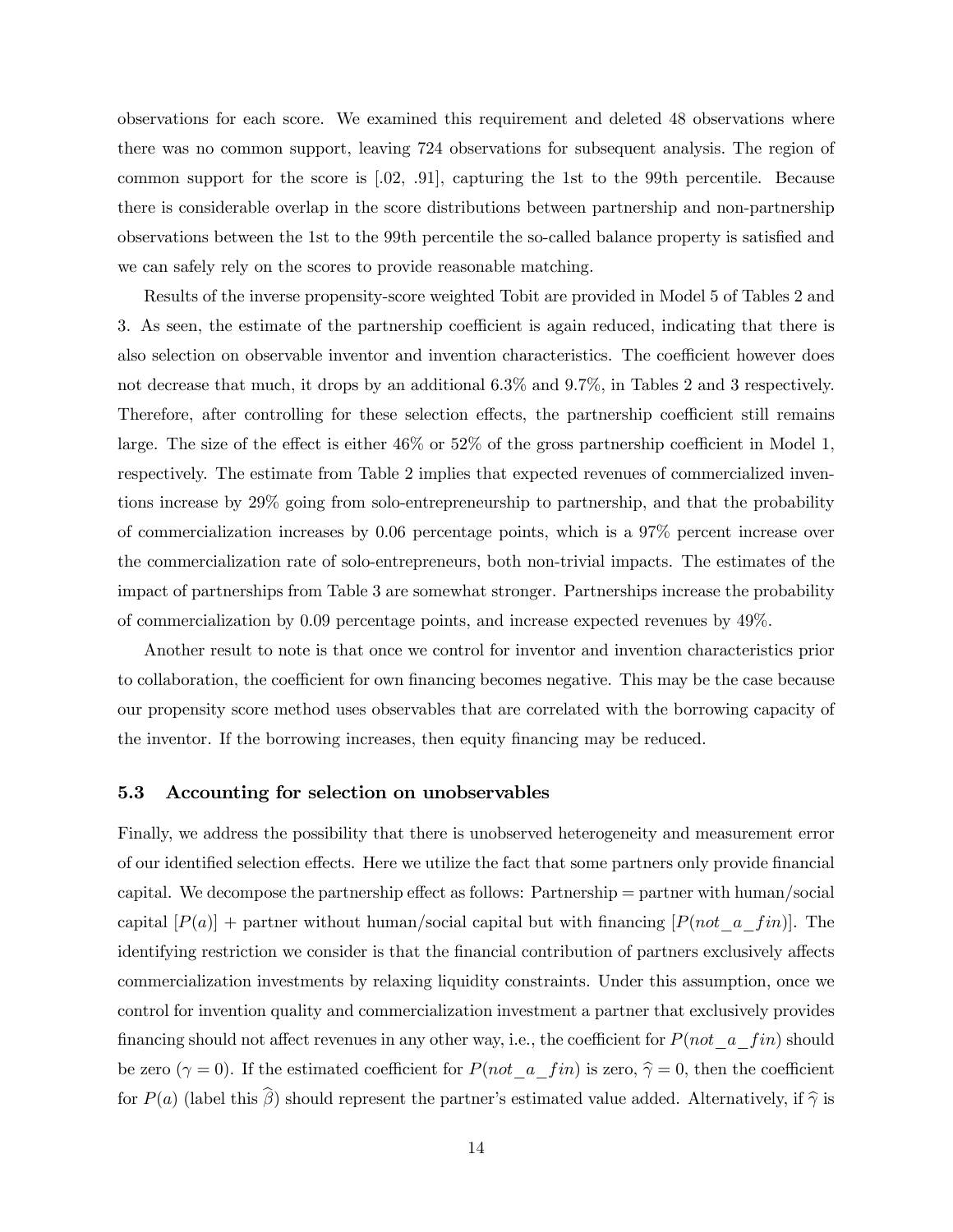observations for each score. We examined this requirement and deleted 48 observations where there was no common support, leaving 724 observations for subsequent analysis. The region of common support for the score is [.02, .91], capturing the 1st to the 99th percentile. Because there is considerable overlap in the score distributions between partnership and non-partnership observations between the 1st to the 99th percentile the so-called balance property is satisfied and we can safely rely on the scores to provide reasonable matching.

Results of the inverse propensity-score weighted Tobit are provided in Model 5 of Tables 2 and 3. As seen, the estimate of the partnership coefficient is again reduced, indicating that there is also selection on observable inventor and invention characteristics. The coefficient however does not decrease that much, it drops by an additional 6.3% and 9.7%, in Tables 2 and 3 respectively. Therefore, after controlling for these selection effects, the partnership coefficient still remains large. The size of the effect is either 46% or 52% of the gross partnership coefficient in Model 1, respectively. The estimate from Table 2 implies that expected revenues of commercialized inventions increase by 29% going from solo-entrepreneurship to partnership, and that the probability of commercialization increases by 0.06 percentage points, which is a 97% percent increase over the commercialization rate of solo-entrepreneurs, both non-trivial impacts. The estimates of the impact of partnerships from Table 3 are somewhat stronger. Partnerships increase the probability of commercialization by 0.09 percentage points, and increase expected revenues by 49%.

Another result to note is that once we control for inventor and invention characteristics prior to collaboration, the coefficient for own financing becomes negative. This may be the case because our propensity score method uses observables that are correlated with the borrowing capacity of the inventor. If the borrowing increases, then equity financing may be reduced.

### 5.3 Accounting for selection on unobservables

Finally, we address the possibility that there is unobserved heterogeneity and measurement error of our identified selection effects. Here we utilize the fact that some partners only provide financial capital. We decompose the partnership effect as follows: Partnership = partner with human/social capital $[P(a)]$ + partner without human/social capital but with financing $[P(not\_a\_fin)]$. The identifying restriction we consider is that the financial contribution of partners exclusively affects commercialization investments by relaxing liquidity constraints. Under this assumption, once we control for invention quality and commercialization investment a partner that exclusively provides financing should not affect revenues in any other way, i.e., the coefficient for $P(not\_a\_fin)$ should be zero ($\gamma = 0$). If the estimated coefficient for $P(not\_a\_fin)$ is zero, $\widehat{\gamma} = 0$, then the coefficient for $P(a)$ (label this $\widehat{\beta}$) should represent the partner's estimated value added. Alternatively, if $\widehat{\gamma}$ is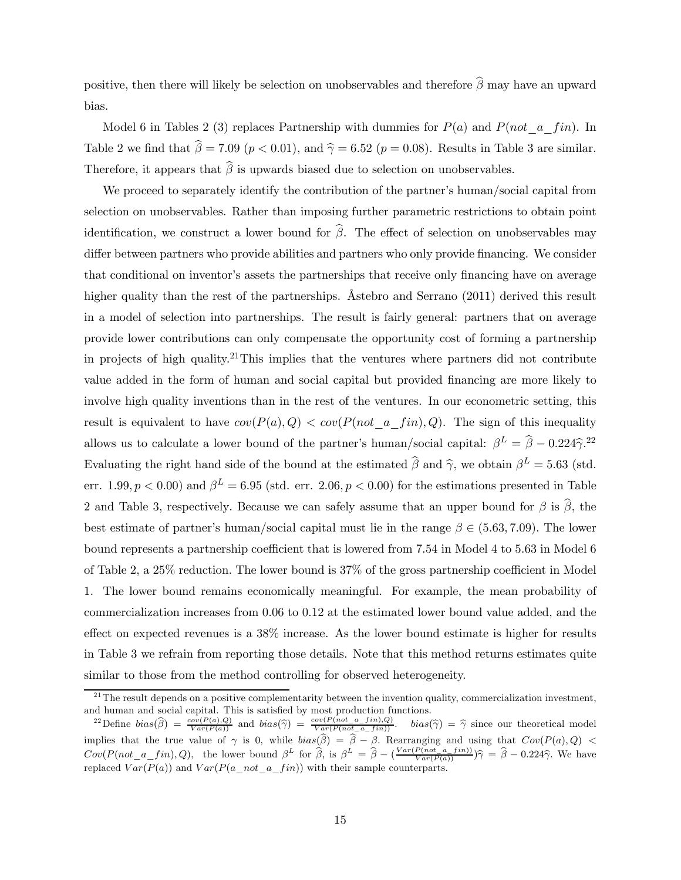positive, then there will likely be selection on unobservables and therefore $\widehat{\beta}$ may have an upward bias.

Model 6 in Tables 2 (3) replaces Partnership with dummies for $P(a)$ and $P(not\_a\_fin)$. In Table 2 we find that $\widehat{\beta} = 7.09$ ($p < 0.01$), and $\widehat{\gamma} = 6.52$ ($p = 0.08$). Results in Table 3 are similar. Therefore, it appears that $\widehat{\beta}$ is upwards biased due to selection on unobservables.

We proceed to separately identify the contribution of the partner's human/social capital from selection on unobservables. Rather than imposing further parametric restrictions to obtain point identification, we construct a lower bound for $\widehat{\beta}$. The effect of selection on unobservables may differ between partners who provide abilities and partners who only provide financing. We consider that conditional on inventor's assets the partnerships that receive only financing have on average higher quality than the rest of the partnerships. Åstebro and Serrano (2011) derived this result in a model of selection into partnerships. The result is fairly general: partners that on average provide lower contributions can only compensate the opportunity cost of forming a partnership in projects of high quality.[21] This implies that the ventures where partners did not contribute value added in the form of human and social capital but provided financing are more likely to involve high quality inventions than in the rest of the ventures. In our econometric setting, this result is equivalent to have $cov(P(a), Q) < cov(P(not\_a\_fin), Q)$. The sign of this inequality allows us to calculate a lower bound of the partner's human/social capital: $\beta^L = \widehat{\beta} - 0.224\widehat{\gamma}$.[22] Evaluating the right hand side of the bound at the estimated $\widehat{\beta}$ and $\widehat{\gamma}$, we obtain $\beta^L = 5.63$ (std. err. $1.99, p < 0.00$) and $\beta^L = 6.95$ (std. err. $2.06, p < 0.00$) for the estimations presented in Table 2 and Table 3, respectively. Because we can safely assume that an upper bound for $\beta$ is $\widehat{\beta}$, the best estimate of partner's human/social capital must lie in the range $\beta \in (5.63, 7.09)$. The lower bound represents a partnership coefficient that is lowered from 7.54 in Model 4 to 5.63 in Model 6 of Table 2, a 25% reduction. The lower bound is 37% of the gross partnership coefficient in Model 1. The lower bound remains economically meaningful. For example, the mean probability of commercialization increases from 0.06 to 0.12 at the estimated lower bound value added, and the effect on expected revenues is a 38% increase. As the lower bound estimate is higher for results in Table 3 we refrain from reporting those details. Note that this method returns estimates quite similar to those from the method controlling for observed heterogeneity.

[21] The result depends on a positive complementarity between the invention quality, commercialization investment, and human and social capital. This is satisfied by most production functions.

[22] Define $bias(\widehat{\beta}) = \frac{cov(P(a),Q)}{Var(P(a))}$ and $bias(\widehat{\gamma}) = \frac{cov(P(not\_a\_fin),Q)}{Var(P(not\_a\_fin))}$. $bias(\widehat{\gamma}) = \widehat{\gamma}$ since our theoretical model implies that the true value of $\gamma$ is 0, while $bias(\widehat{\beta}) = \widehat{\beta} - \beta$. Rearranging and using that $Cov(P(a), Q) < Cov(P(not\_a\_fin), Q)$, the lower bound $\beta^L$ for $\widehat{\beta}$, is $\beta^L = \widehat{\beta} - (\frac{Var(P(not\_a\_fin))}{Var(P(a))})\widehat{\gamma} = \widehat{\beta} - 0.224\widehat{\gamma}$. We have replaced $Var(P(a))$ and $Var(P(a\_not\_a\_fin))$ with their sample counterparts.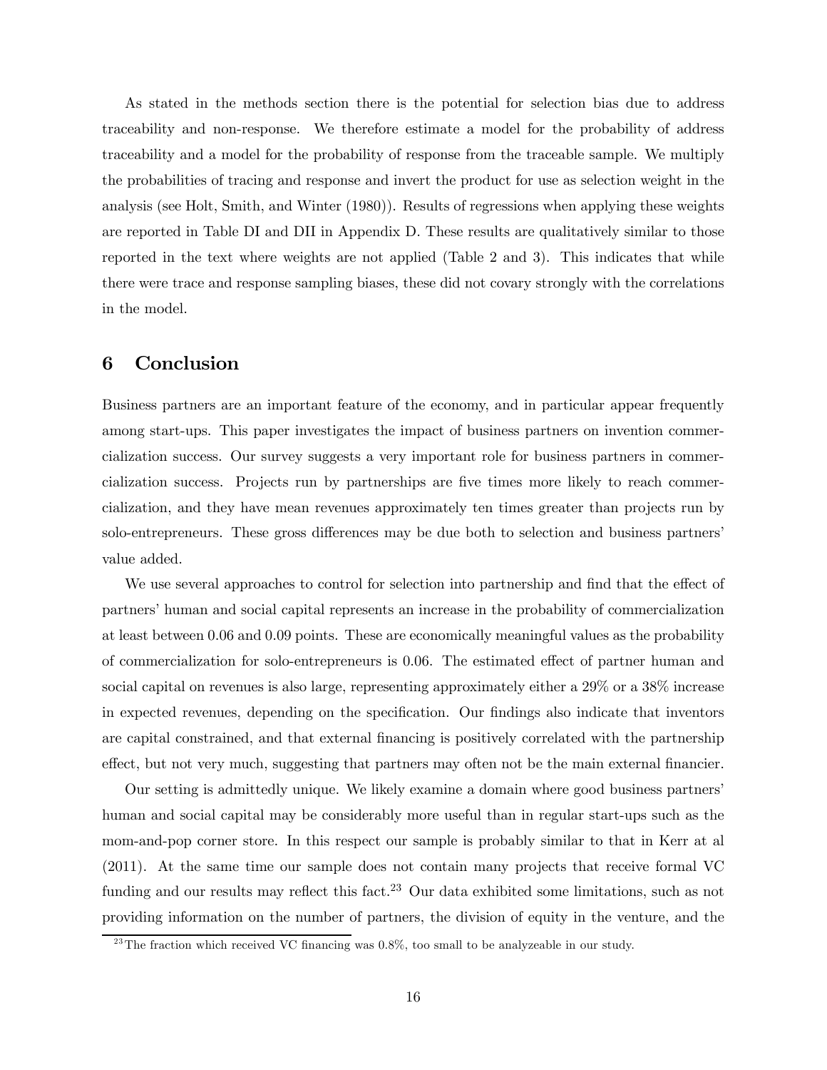As stated in the methods section there is the potential for selection bias due to address traceability and non-response. We therefore estimate a model for the probability of address traceability and a model for the probability of response from the traceable sample. We multiply the probabilities of tracing and response and invert the product for use as selection weight in the analysis (see Holt, Smith, and Winter (1980)). Results of regressions when applying these weights are reported in Table DI and DII in Appendix D. These results are qualitatively similar to those reported in the text where weights are not applied (Table 2 and 3). This indicates that while there were trace and response sampling biases, these did not covary strongly with the correlations in the model.

# 6 Conclusion

Business partners are an important feature of the economy, and in particular appear frequently among start-ups. This paper investigates the impact of business partners on invention commercialization success. Our survey suggests a very important role for business partners in commercialization success. Projects run by partnerships are five times more likely to reach commercialization, and they have mean revenues approximately ten times greater than projects run by solo-entrepreneurs. These gross differences may be due both to selection and business partners' value added.

We use several approaches to control for selection into partnership and find that the effect of partners' human and social capital represents an increase in the probability of commercialization at least between 0.06 and 0.09 points. These are economically meaningful values as the probability of commercialization for solo-entrepreneurs is 0.06. The estimated effect of partner human and social capital on revenues is also large, representing approximately either a 29% or a 38% increase in expected revenues, depending on the specification. Our findings also indicate that inventors are capital constrained, and that external financing is positively correlated with the partnership effect, but not very much, suggesting that partners may often not be the main external financier.

Our setting is admittedly unique. We likely examine a domain where good business partners' human and social capital may be considerably more useful than in regular start-ups such as the mom-and-pop corner store. In this respect our sample is probably similar to that in Kerr at al (2011). At the same time our sample does not contain many projects that receive formal VC funding and our results may reflect this fact.[23] Our data exhibited some limitations, such as not providing information on the number of partners, the division of equity in the venture, and the

[23] The fraction which received VC financing was 0.8%, too small to be analyzeable in our study.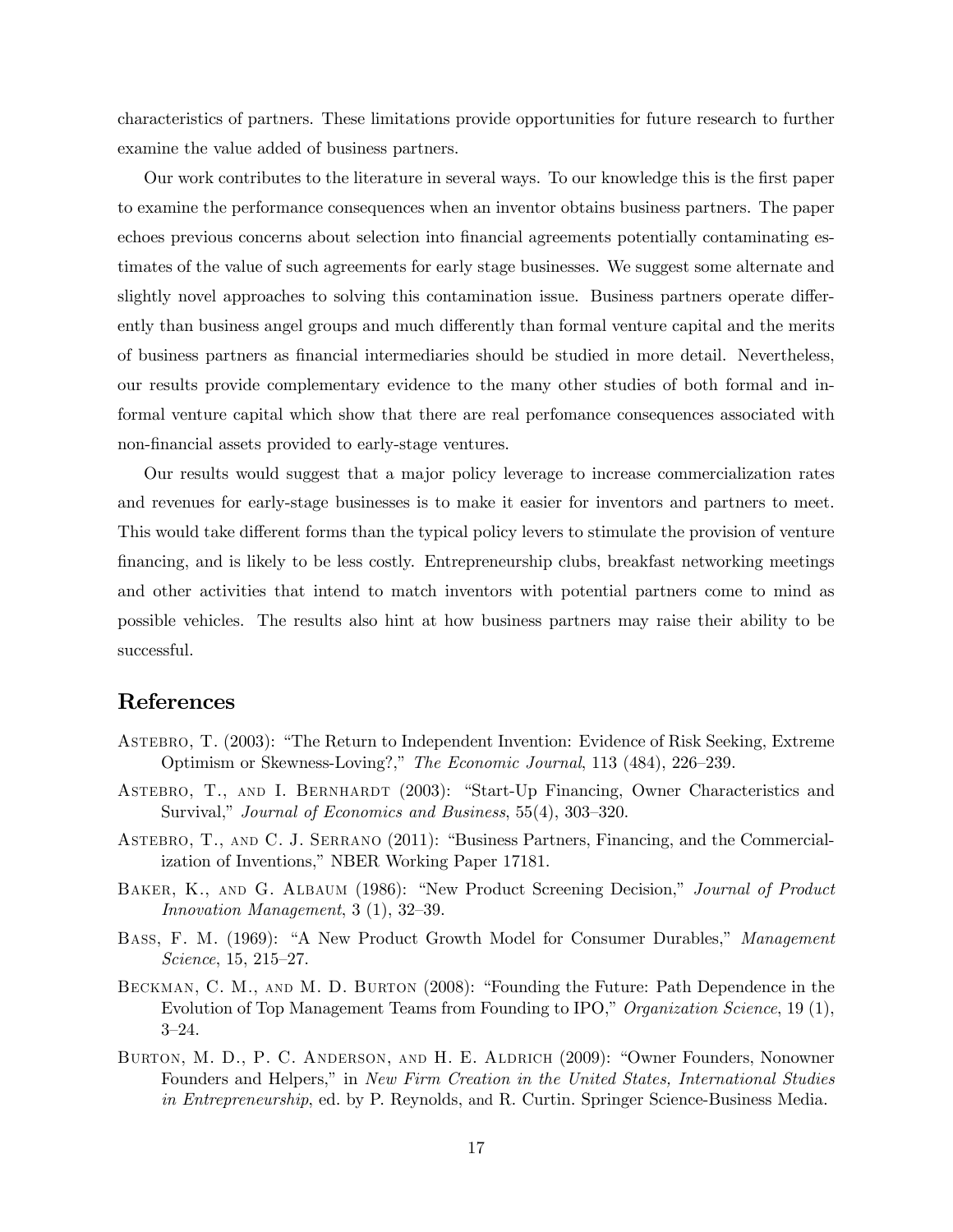characteristics of partners. These limitations provide opportunities for future research to further examine the value added of business partners.

Our work contributes to the literature in several ways. To our knowledge this is the first paper to examine the performance consequences when an inventor obtains business partners. The paper echoes previous concerns about selection into financial agreements potentially contaminating estimates of the value of such agreements for early stage businesses. We suggest some alternate and slightly novel approaches to solving this contamination issue. Business partners operate differently than business angel groups and much differently than formal venture capital and the merits of business partners as financial intermediaries should be studied in more detail. Nevertheless, our results provide complementary evidence to the many other studies of both formal and informal venture capital which show that there are real perfomance consequences associated with non-financial assets provided to early-stage ventures.

Our results would suggest that a major policy leverage to increase commercialization rates and revenues for early-stage businesses is to make it easier for inventors and partners to meet. This would take different forms than the typical policy levers to stimulate the provision of venture financing, and is likely to be less costly. Entrepreneurship clubs, breakfast networking meetings and other activities that intend to match inventors with potential partners come to mind as possible vehicles. The results also hint at how business partners may raise their ability to be successful.

## References

Astebro, T. (2003): "The Return to Independent Invention: Evidence of Risk Seeking, Extreme Optimism or Skewness-Loving?," *The Economic Journal*, 113 (484), 226–239.

Astebro, T., and I. Bernhardt (2003): "Start-Up Financing, Owner Characteristics and Survival," *Journal of Economics and Business*, 55(4), 303–320.

Astebro, T., and C. J. Serrano (2011): "Business Partners, Financing, and the Commercialization of Inventions," NBER Working Paper 17181.

Baker, K., and G. Albaum (1986): "New Product Screening Decision," *Journal of Product Innovation Management*, 3 (1), 32–39.

Bass, F. M. (1969): "A New Product Growth Model for Consumer Durables," *Management Science*, 15, 215–27.

Beckman, C. M., and M. D. Burton (2008): "Founding the Future: Path Dependence in the Evolution of Top Management Teams from Founding to IPO," *Organization Science*, 19 (1), 3–24.

Burton, M. D., P. C. Anderson, and H. E. Aldrich (2009): "Owner Founders, Nonowner Founders and Helpers," in *New Firm Creation in the United States, International Studies in Entrepreneurship*, ed. by P. Reynolds, and R. Curtin. Springer Science-Business Media.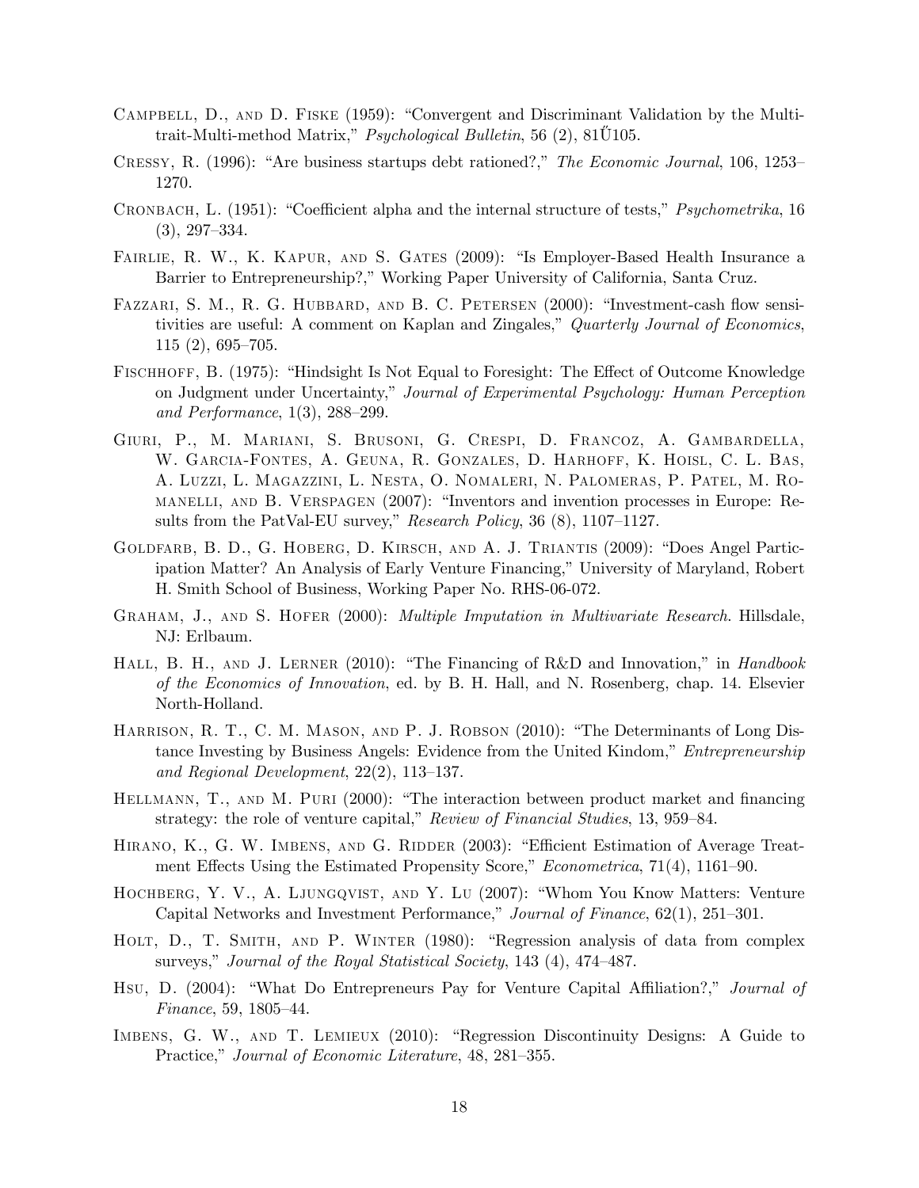Campbell, D., and D. Fiske (1959): "Convergent and Discriminant Validation by the Multitrait-Multi-method Matrix," *Psychological Bulletin*, 56 (2), 81Ű105.

Cressy, R. (1996): "Are business startups debt rationed?," *The Economic Journal*, 106, 1253–1270.

Cronbach, L. (1951): "Coefficient alpha and the internal structure of tests," *Psychometrika*, 16 (3), 297–334.

Fairlie, R. W., K. Kapur, and S. Gates (2009): "Is Employer-Based Health Insurance a Barrier to Entrepreneurship?," Working Paper University of California, Santa Cruz.

Fazzari, S. M., R. G. Hubbard, and B. C. Petersen (2000): "Investment-cash flow sensitivities are useful: A comment on Kaplan and Zingales," *Quarterly Journal of Economics*, 115 (2), 695–705.

Fischhoff, B. (1975): "Hindsight Is Not Equal to Foresight: The Effect of Outcome Knowledge on Judgment under Uncertainty," *Journal of Experimental Psychology: Human Perception and Performance*, 1(3), 288–299.

Giuri, P., M. Mariani, S. Brusoni, G. Crespi, D. Francoz, A. Gambardella, W. Garcia-Fontes, A. Geuna, R. Gonzales, D. Harhoff, K. Hoisl, C. L. Bas, A. Luzzi, L. Magazzini, L. Nesta, O. Nomaleri, N. Palomeras, P. Patel, M. Romanelli, and B. Verspagen (2007): "Inventors and invention processes in Europe: Results from the PatVal-EU survey," *Research Policy*, 36 (8), 1107–1127.

Goldfarb, B. D., G. Hoberg, D. Kirsch, and A. J. Triantis (2009): "Does Angel Participation Matter? An Analysis of Early Venture Financing," University of Maryland, Robert H. Smith School of Business, Working Paper No. RHS-06-072.

Graham, J., and S. Hofer (2000): *Multiple Imputation in Multivariate Research*. Hillsdale, NJ: Erlbaum.

Hall, B. H., and J. Lerner (2010): "The Financing of R&D and Innovation," in *Handbook of the Economics of Innovation*, ed. by B. H. Hall, and N. Rosenberg, chap. 14. Elsevier North-Holland.

Harrison, R. T., C. M. Mason, and P. J. Robson (2010): "The Determinants of Long Distance Investing by Business Angels: Evidence from the United Kindom," *Entrepreneurship and Regional Development*, 22(2), 113–137.

Hellmann, T., and M. Puri (2000): "The interaction between product market and financing strategy: the role of venture capital," *Review of Financial Studies*, 13, 959–84.

Hirano, K., G. W. Imbens, and G. Ridder (2003): "Efficient Estimation of Average Treatment Effects Using the Estimated Propensity Score," *Econometrica*, 71(4), 1161–90.

Hochberg, Y. V., A. Ljungqvist, and Y. Lu (2007): "Whom You Know Matters: Venture Capital Networks and Investment Performance," *Journal of Finance*, 62(1), 251–301.

Holt, D., T. Smith, and P. Winter (1980): "Regression analysis of data from complex surveys," *Journal of the Royal Statistical Society*, 143 (4), 474–487.

Hsu, D. (2004): "What Do Entrepreneurs Pay for Venture Capital Affiliation?," *Journal of Finance*, 59, 1805–44.

Imbens, G. W., and T. Lemieux (2010): "Regression Discontinuity Designs: A Guide to Practice," *Journal of Economic Literature*, 48, 281–355.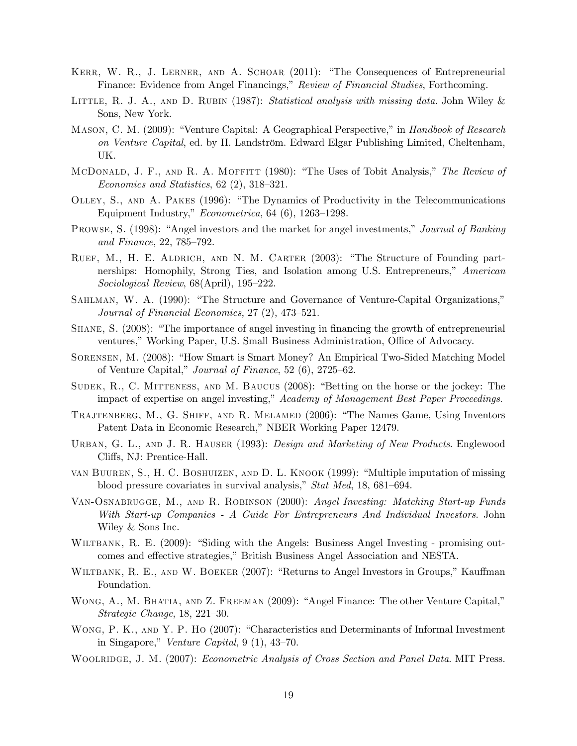Kerr, W. R., J. Lerner, and A. Schoar (2011): "The Consequences of Entrepreneurial Finance: Evidence from Angel Financings," *Review of Financial Studies*, Forthcoming.

Little, R. J. A., and D. Rubin (1987): *Statistical analysis with missing data*. John Wiley & Sons, New York.

Mason, C. M. (2009): "Venture Capital: A Geographical Perspective," in *Handbook of Research on Venture Capital*, ed. by H. Landström. Edward Elgar Publishing Limited, Cheltenham, UK.

McDonald, J. F., and R. A. Moffitt (1980): "The Uses of Tobit Analysis," *The Review of Economics and Statistics*, 62 (2), 318–321.

Olley, S., and A. Pakes (1996): "The Dynamics of Productivity in the Telecommunications Equipment Industry," *Econometrica*, 64 (6), 1263–1298.

Prowse, S. (1998): "Angel investors and the market for angel investments," *Journal of Banking and Finance*, 22, 785–792.

Ruef, M., H. E. Aldrich, and N. M. Carter (2003): "The Structure of Founding partnerships: Homophily, Strong Ties, and Isolation among U.S. Entrepreneurs," *American Sociological Review*, 68(April), 195–222.

Sahlman, W. A. (1990): "The Structure and Governance of Venture-Capital Organizations," *Journal of Financial Economics*, 27 (2), 473–521.

Shane, S. (2008): "The importance of angel investing in financing the growth of entrepreneurial ventures," Working Paper, U.S. Small Business Administration, Office of Advocacy.

Sorensen, M. (2008): "How Smart is Smart Money? An Empirical Two-Sided Matching Model of Venture Capital," *Journal of Finance*, 52 (6), 2725–62.

Sudek, R., C. Mitteness, and M. Baucus (2008): "Betting on the horse or the jockey: The impact of expertise on angel investing," *Academy of Management Best Paper Proceedings*.

Trajtenberg, M., G. Shiff, and R. Melamed (2006): "The Names Game, Using Inventors Patent Data in Economic Research," NBER Working Paper 12479.

Urban, G. L., and J. R. Hauser (1993): *Design and Marketing of New Products*. Englewood Cliffs, NJ: Prentice-Hall.

van Buuren, S., H. C. Boshuizen, and D. L. Knook (1999): "Multiple imputation of missing blood pressure covariates in survival analysis," *Stat Med*, 18, 681–694.

Van-Osnabrugge, M., and R. Robinson (2000): *Angel Investing: Matching Start-up Funds With Start-up Companies - A Guide For Entrepreneurs And Individual Investors*. John Wiley & Sons Inc.

Wiltbank, R. E. (2009): "Siding with the Angels: Business Angel Investing - promising outcomes and effective strategies," British Business Angel Association and NESTA.

Wiltbank, R. E., and W. Boeker (2007): "Returns to Angel Investors in Groups," Kauffman Foundation.

Wong, A., M. Bhatia, and Z. Freeman (2009): "Angel Finance: The other Venture Capital," *Strategic Change*, 18, 221–30.

Wong, P. K., and Y. P. Ho (2007): "Characteristics and Determinants of Informal Investment in Singapore," *Venture Capital*, 9 (1), 43–70.

Woolridge, J. M. (2007): *Econometric Analysis of Cross Section and Panel Data*. MIT Press.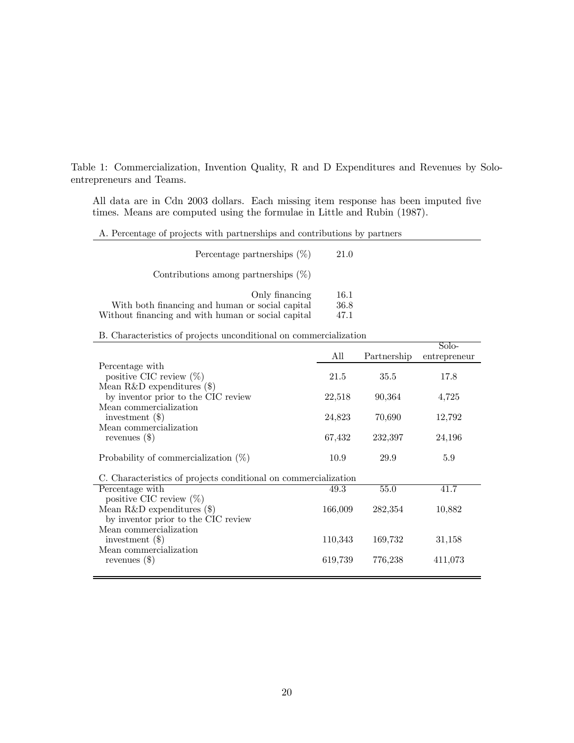Table 1: Commercialization, Invention Quality, R and D Expenditures and Revenues by Solo-entrepreneurs and Teams.

All data are in Cdn 2003 dollars. Each missing item response has been imputed five times. Means are computed using the formulae in Little and Rubin (1987).

A. Percentage of projects with partnerships and contributions by partners

| | |
|---|---|
| Percentage partnerships (%) | 21.0 |
| Contributions among partnerships (%) | |
| Only financing | 16.1 |
| With both financing and human or social capital | 36.8 |
| Without financing and with human or social capital | 47.1 |

B. Characteristics of projects unconditional on commercialization

| | All | Partnership | Solo-entrepreneur |
|---|---|---|---|
| Percentage with positive CIC review (%) | 21.5 | 35.5 | 17.8 |
| Mean R&D expenditures ($) by inventor prior to the CIC review | 22,518 | 90,364 | 4,725 |
| Mean commercialization investment ($) | 24,823 | 70,690 | 12,792 |
| Mean commercialization revenues ($) | 67,432 | 232,397 | 24,196 |
| Probability of commercialization (%) | 10.9 | 29.9 | 5.9 |

C. Characteristics of projects conditional on commercialization

| | All | Partnership | Solo-entrepreneur |
|---|---|---|---|
| Percentage with positive CIC review (%) | 49.3 | 55.0 | 41.7 |
| Mean R&D expenditures ($) by inventor prior to the CIC review | 166,009 | 282,354 | 10,882 |
| Mean commercialization investment ($) | 110,343 | 169,732 | 31,158 |
| Mean commercialization revenues ($) | 619,739 | 776,238 | 411,073 |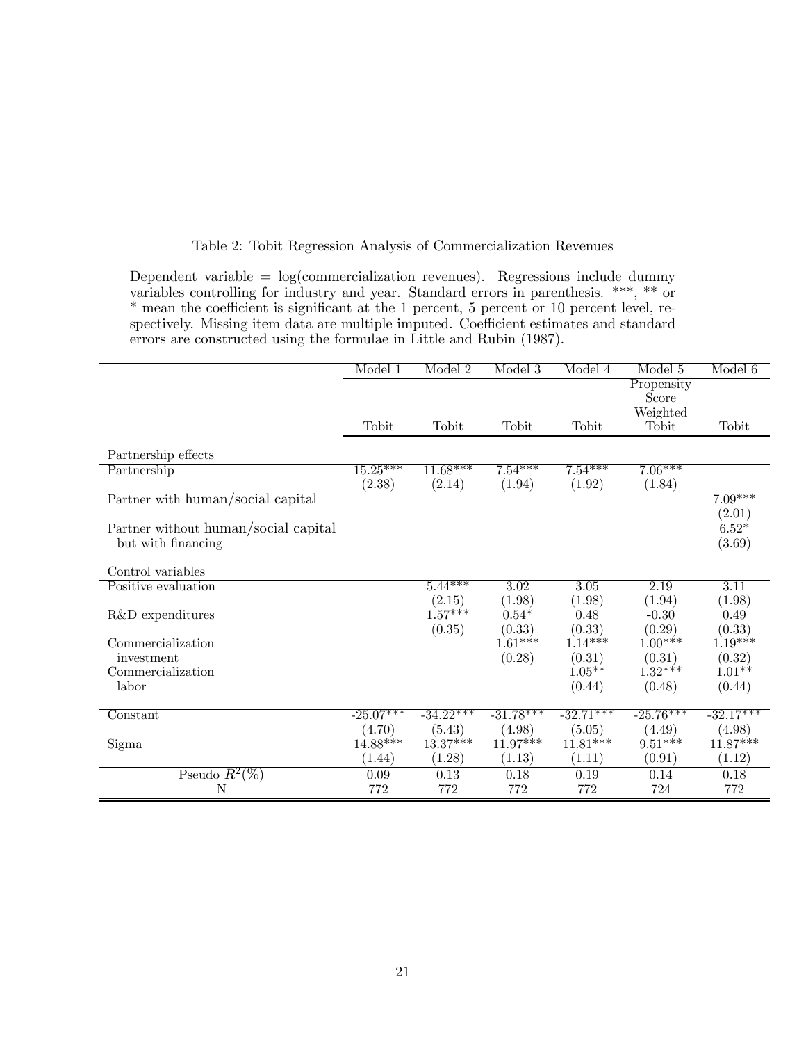Table 2: Tobit Regression Analysis of Commercialization Revenues

Dependent variable = log(commercialization revenues). Regressions include dummy variables controlling for industry and year. Standard errors in parenthesis. ***, ** or * mean the coefficient is significant at the 1 percent, 5 percent or 10 percent level, respectively. Missing item data are multiple imputed. Coefficient estimates and standard errors are constructed using the formulae in Little and Rubin (1987).

| | Model 1 | Model 2 | Model 3 | Model 4 | Model 5 | Model 6 |
|---|---|---|---|---|---|---|
| | Tobit | Tobit | Tobit | Tobit | Propensity Score Weighted Tobit | Tobit |
| Partnership effects | | | | | | |
| Partnership | 15.25*** | 11.68*** | 7.54*** | 7.54*** | 7.06*** | |
| | (2.38) | (2.14) | (1.94) | (1.92) | (1.84) | |
| Partner with human/social capital | | | | | | 7.09*** |
| | | | | | | (2.01) |
| Partner without human/social capital but with financing | | | | | | 6.52* |
| | | | | | | (3.69) |
| Control variables | | | | | | |
| Positive evaluation | | 5.44*** | 3.02 | 3.05 | 2.19 | 3.11 |
| | | (2.15) | (1.98) | (1.98) | (1.94) | (1.98) |
| R&D expenditures | | 1.57*** | 0.54* | 0.48 | -0.30 | 0.49 |
| | | (0.35) | (0.33) | (0.33) | (0.29) | (0.33) |
| Commercialization investment | | | 1.61*** | 1.14*** | 1.00*** | 1.19*** |
| | | | (0.28) | (0.31) | (0.31) | (0.32) |
| Commercialization labor | | | | 1.05** | 1.32*** | 1.01** |
| | | | | (0.44) | (0.48) | (0.44) |
| Constant | -25.07*** | -34.22*** | -31.78*** | -32.71*** | -25.76*** | -32.17*** |
| | (4.70) | (5.43) | (4.98) | (5.05) | (4.49) | (4.98) |
| Sigma | 14.88*** | 13.37*** | 11.97*** | 11.81*** | 9.51*** | 11.87*** |
| | (1.44) | (1.28) | (1.13) | (1.11) | (0.91) | (1.12) |
| Pseudo $R^2$(%) | 0.09 | 0.13 | 0.18 | 0.19 | 0.14 | 0.18 |
| N | 772 | 772 | 772 | 772 | 724 | 772 |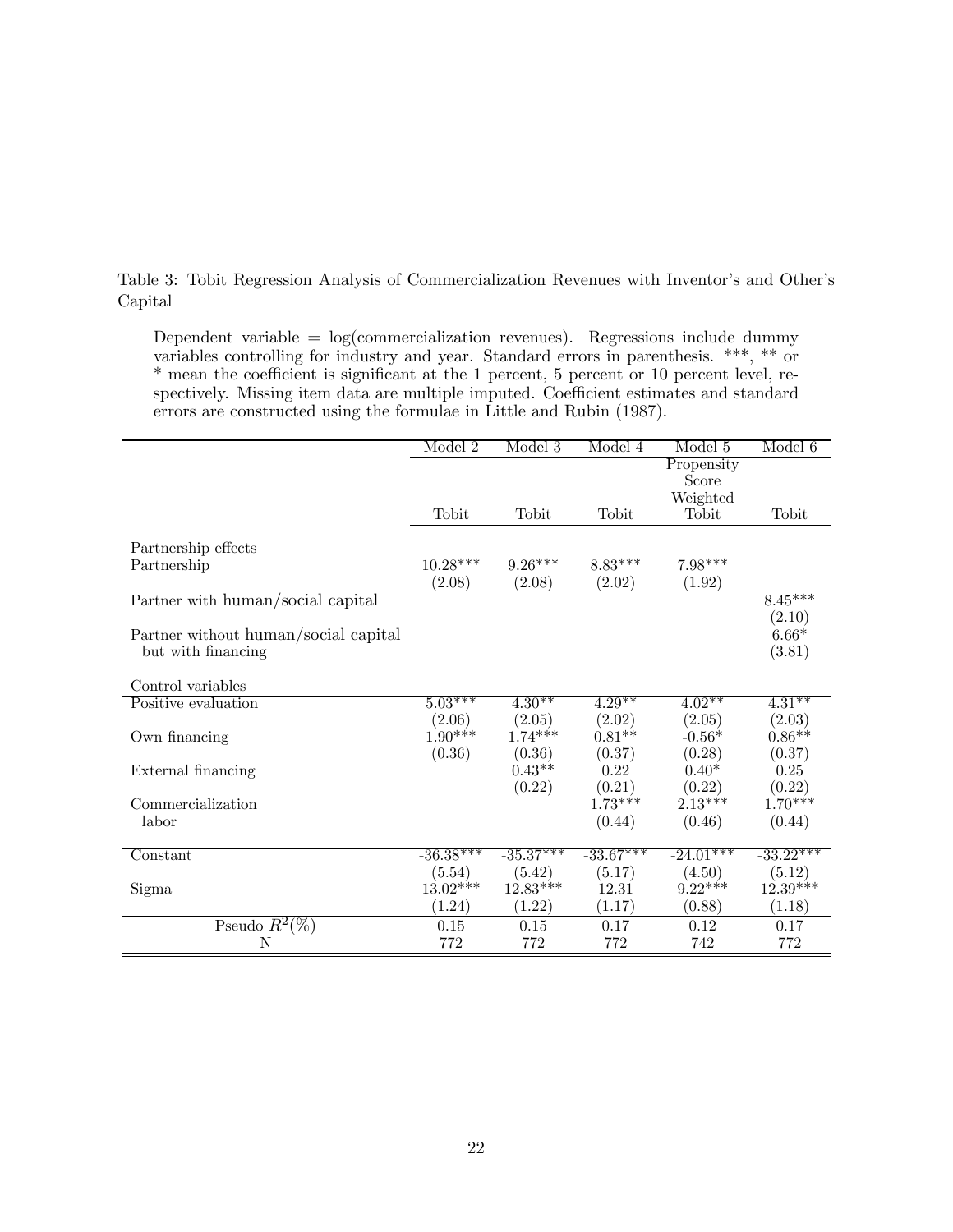Table 3: Tobit Regression Analysis of Commercialization Revenues with Inventor's and Other's Capital

Dependent variable = log(commercialization revenues). Regressions include dummy variables controlling for industry and year. Standard errors in parenthesis. \*\*\*, \*\* or \* mean the coefficient is significant at the 1 percent, 5 percent or 10 percent level, respectively. Missing item data are multiple imputed. Coefficient estimates and standard errors are constructed using the formulae in Little and Rubin (1987).

| | Model 2 | Model 3 | Model 4 | Model 5 | Model 6 |
|---|---|---|---|---|---|
| | Tobit | Tobit | Tobit | Propensity Score Weighted Tobit | Tobit |
| Partnership effects | | | | | |
| Partnership | 10.28*** | 9.26*** | 8.83*** | 7.98*** | |
| | (2.08) | (2.08) | (2.02) | (1.92) | |
| Partner with human/social capital | | | | | 8.45*** |
| | | | | | (2.10) |
| Partner without human/social capital but with financing | | | | | 6.66* |
| | | | | | (3.81) |
| Control variables | | | | | |
| Positive evaluation | 5.03*** | 4.30** | 4.29** | 4.02** | 4.31** |
| | (2.06) | (2.05) | (2.02) | (2.05) | (2.03) |
| Own financing | 1.90*** | 1.74*** | 0.81** | -0.56* | 0.86** |
| | (0.36) | (0.36) | (0.37) | (0.28) | (0.37) |
| External financing | | 0.43** | 0.22 | 0.40* | 0.25 |
| | | (0.22) | (0.21) | (0.22) | (0.22) |
| Commercialization labor | | | 1.73*** | 2.13*** | 1.70*** |
| | | | (0.44) | (0.46) | (0.44) |
| Constant | -36.38*** | -35.37*** | -33.67*** | -24.01*** | -33.22*** |
| | (5.54) | (5.42) | (5.17) | (4.50) | (5.12) |
| Sigma | 13.02*** | 12.83*** | 12.31 | 9.22*** | 12.39*** |
| | (1.24) | (1.22) | (1.17) | (0.88) | (1.18) |
| Pseudo $R^2$(%) | 0.15 | 0.15 | 0.17 | 0.12 | 0.17 |
| N | 772 | 772 | 772 | 742 | 772 |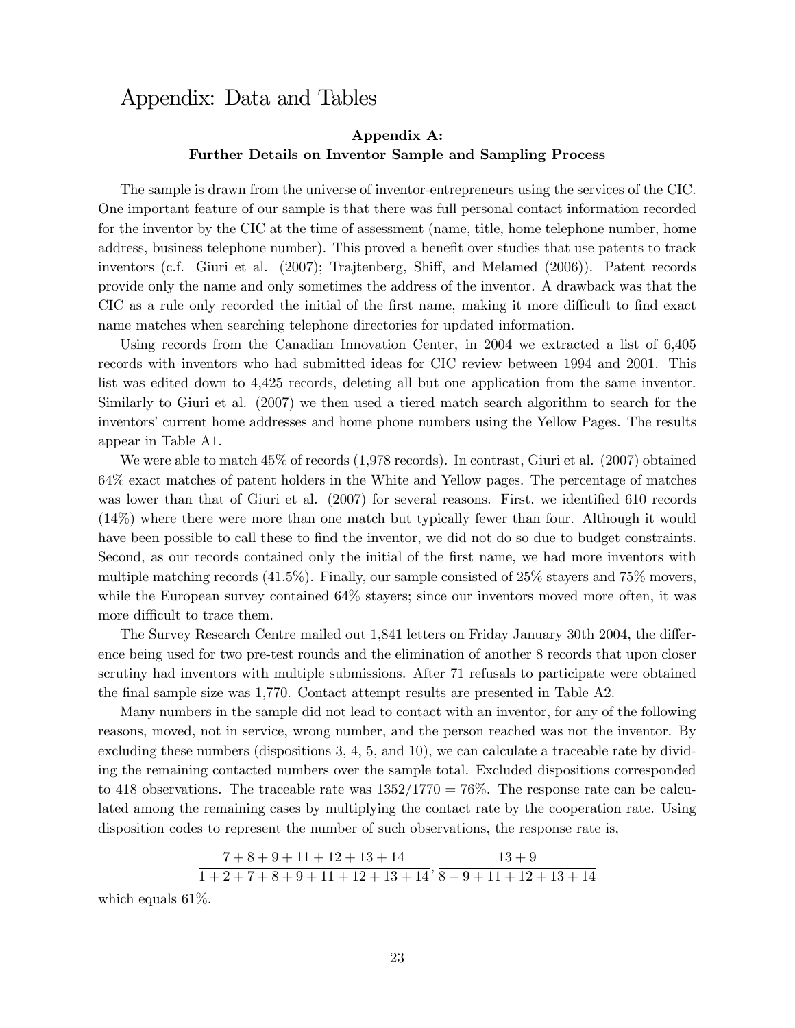# Appendix: Data and Tables

**Appendix A:**
**Further Details on Inventor Sample and Sampling Process**

The sample is drawn from the universe of inventor-entrepreneurs using the services of the CIC. One important feature of our sample is that there was full personal contact information recorded for the inventor by the CIC at the time of assessment (name, title, home telephone number, home address, business telephone number). This proved a benefit over studies that use patents to track inventors (c.f. Giuri et al. (2007); Trajtenberg, Shiff, and Melamed (2006)). Patent records provide only the name and only sometimes the address of the inventor. A drawback was that the CIC as a rule only recorded the initial of the first name, making it more difficult to find exact name matches when searching telephone directories for updated information.

Using records from the Canadian Innovation Center, in 2004 we extracted a list of 6,405 records with inventors who had submitted ideas for CIC review between 1994 and 2001. This list was edited down to 4,425 records, deleting all but one application from the same inventor. Similarly to Giuri et al. (2007) we then used a tiered match search algorithm to search for the inventors' current home addresses and home phone numbers using the Yellow Pages. The results appear in Table A1.

We were able to match 45% of records (1,978 records). In contrast, Giuri et al. (2007) obtained 64% exact matches of patent holders in the White and Yellow pages. The percentage of matches was lower than that of Giuri et al. (2007) for several reasons. First, we identified 610 records (14%) where there were more than one match but typically fewer than four. Although it would have been possible to call these to find the inventor, we did not do so due to budget constraints. Second, as our records contained only the initial of the first name, we had more inventors with multiple matching records (41.5%). Finally, our sample consisted of 25% stayers and 75% movers, while the European survey contained 64% stayers; since our inventors moved more often, it was more difficult to trace them.

The Survey Research Centre mailed out 1,841 letters on Friday January 30th 2004, the difference being used for two pre-test rounds and the elimination of another 8 records that upon closer scrutiny had inventors with multiple submissions. After 71 refusals to participate were obtained the final sample size was 1,770. Contact attempt results are presented in Table A2.

Many numbers in the sample did not lead to contact with an inventor, for any of the following reasons, moved, not in service, wrong number, and the person reached was not the inventor. By excluding these numbers (dispositions 3, 4, 5, and 10), we can calculate a traceable rate by dividing the remaining contacted numbers over the sample total. Excluded dispositions corresponded to 418 observations. The traceable rate was $1352/1770 = 76\%$. The response rate can be calculated among the remaining cases by multiplying the contact rate by the cooperation rate. Using disposition codes to represent the number of such observations, the response rate is,

$$\frac{7+8+9+11+12+13+14}{1+2+7+8+9+11+12+13+14}, \frac{13+9}{8+9+11+12+13+14}$$

which equals 61%.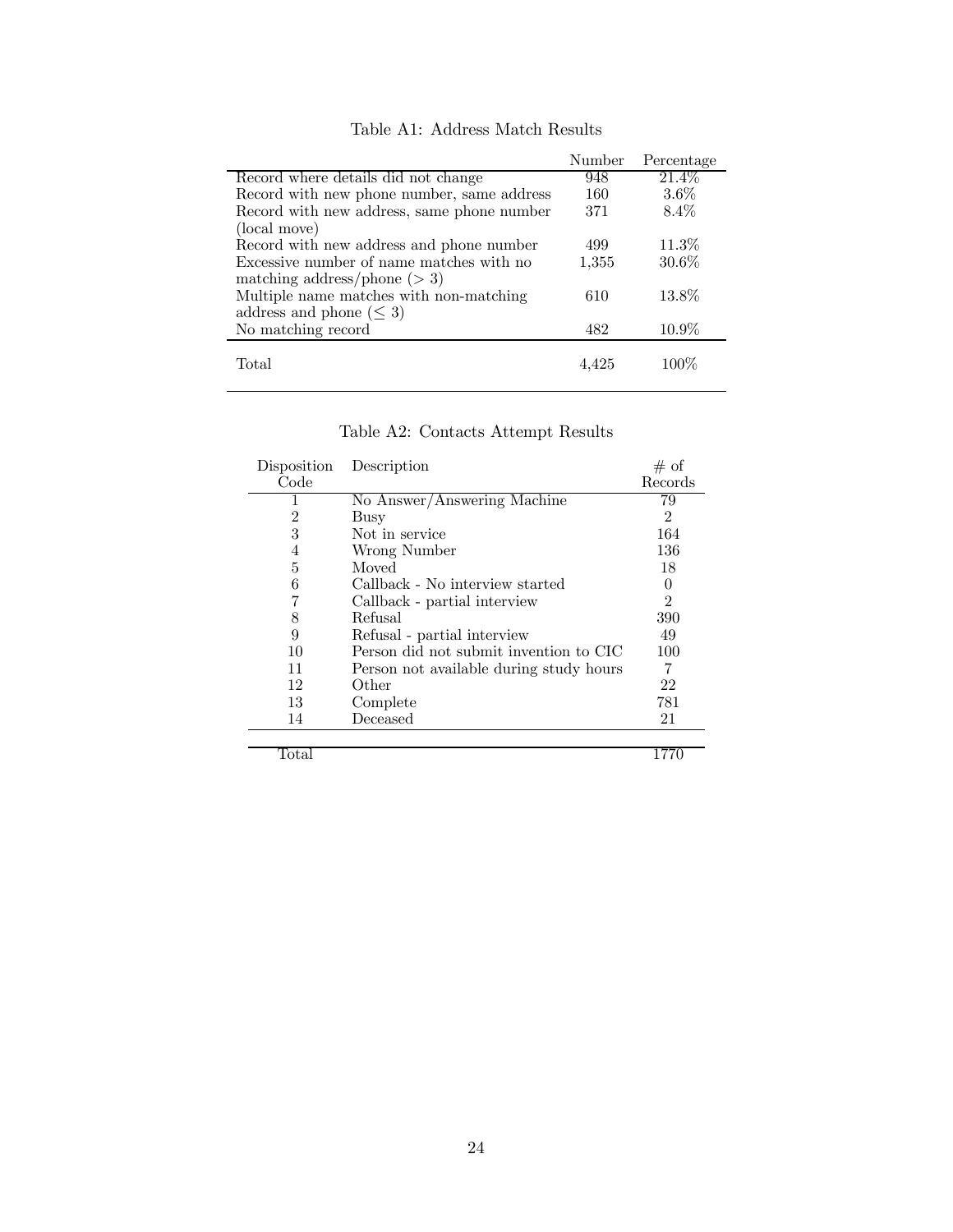Table A1: Address Match Results

| | Number | Percentage |
|---|---|---|
| Record where details did not change | 948 | 21.4% |
| Record with new phone number, same address | 160 | 3.6% |
| Record with new address, same phone number (local move) | 371 | 8.4% |
| Record with new address and phone number | 499 | 11.3% |
| Excessive number of name matches with no matching address/phone ($> 3$) | 1,355 | 30.6% |
| Multiple name matches with non-matching address and phone ($\leq 3$) | 610 | 13.8% |
| No matching record | 482 | 10.9% |
| Total | 4,425 | 100% |

Table A2: Contacts Attempt Results

| Disposition Code | Description | # of Records |
|---|---|---|
| 1 | No Answer/Answering Machine | 79 |
| 2 | Busy | 2 |
| 3 | Not in service | 164 |
| 4 | Wrong Number | 136 |
| 5 | Moved | 18 |
| 6 | Callback - No interview started | 0 |
| 7 | Callback - partial interview | 2 |
| 8 | Refusal | 390 |
| 9 | Refusal - partial interview | 49 |
| 10 | Person did not submit invention to CIC | 100 |
| 11 | Person not available during study hours | 7 |
| 12 | Other | 22 |
| 13 | Complete | 781 |
| 14 | Deceased | 21 |
| Total | | 1770 |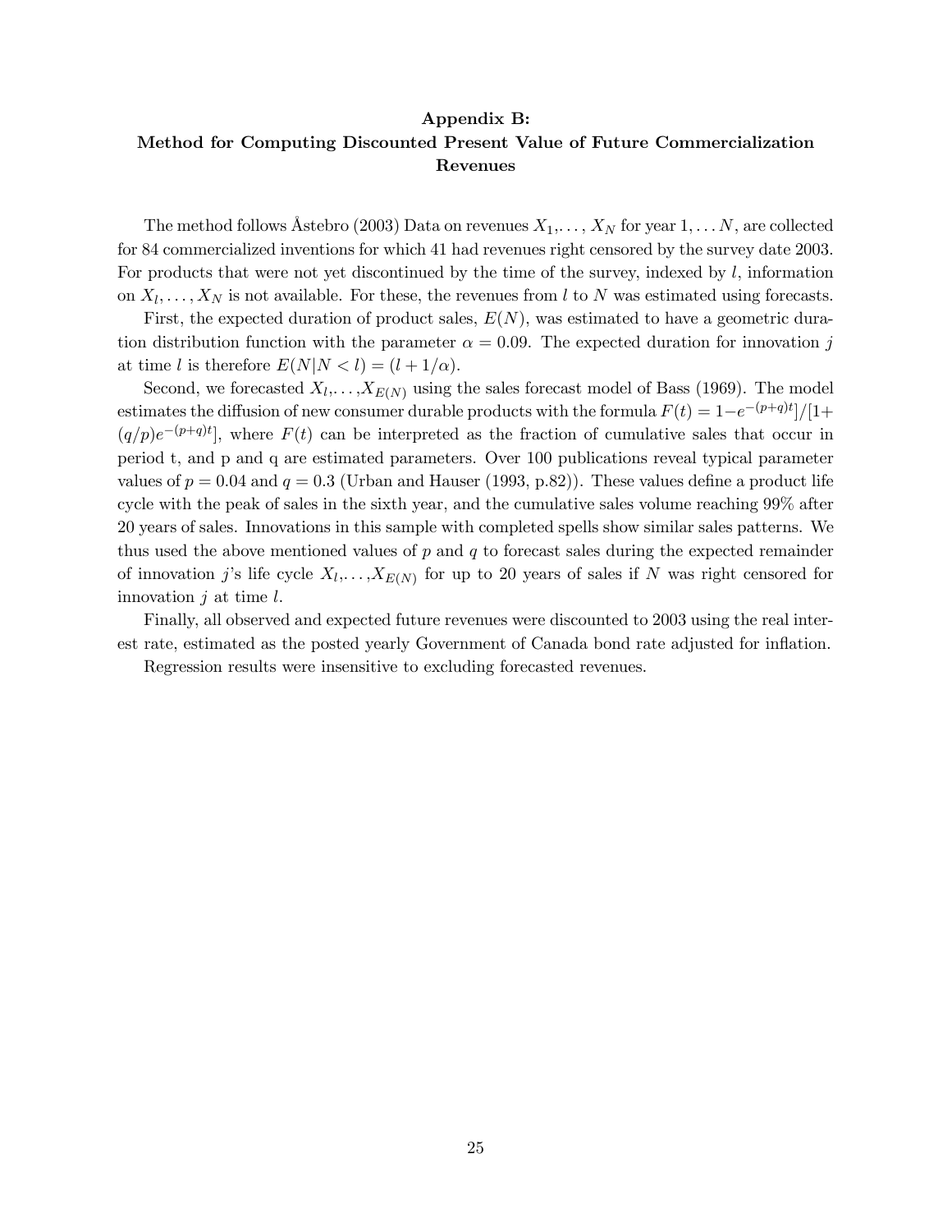## Appendix B: Method for Computing Discounted Present Value of Future Commercialization Revenues

The method follows Åstebro (2003) Data on revenues $X_1, \ldots, X_N$ for year $1, \ldots N$, are collected for 84 commercialized inventions for which 41 had revenues right censored by the survey date 2003. For products that were not yet discontinued by the time of the survey, indexed by $l$, information on $X_l, \ldots, X_N$ is not available. For these, the revenues from $l$ to $N$ was estimated using forecasts.

First, the expected duration of product sales, $E(N)$, was estimated to have a geometric duration distribution function with the parameter $\alpha = 0.09$. The expected duration for innovation $j$ at time $l$ is therefore $E(N|N < l) = (l + 1/\alpha)$.

Second, we forecasted $X_l, \ldots, X_{E(N)}$ using the sales forecast model of Bass (1969). The model estimates the diffusion of new consumer durable products with the formula $F(t) = 1 - e^{-(p+q)t}]/[1 + (q/p)e^{-(p+q)t}]$, where $F(t)$ can be interpreted as the fraction of cumulative sales that occur in period t, and p and q are estimated parameters. Over 100 publications reveal typical parameter values of $p = 0.04$ and $q = 0.3$ (Urban and Hauser (1993, p.82)). These values define a product life cycle with the peak of sales in the sixth year, and the cumulative sales volume reaching 99% after 20 years of sales. Innovations in this sample with completed spells show similar sales patterns. We thus used the above mentioned values of $p$ and $q$ to forecast sales during the expected remainder of innovation $j$'s life cycle $X_l, \ldots, X_{E(N)}$ for up to 20 years of sales if $N$ was right censored for innovation $j$ at time $l$.

Finally, all observed and expected future revenues were discounted to 2003 using the real interest rate, estimated as the posted yearly Government of Canada bond rate adjusted for inflation.

Regression results were insensitive to excluding forecasted revenues.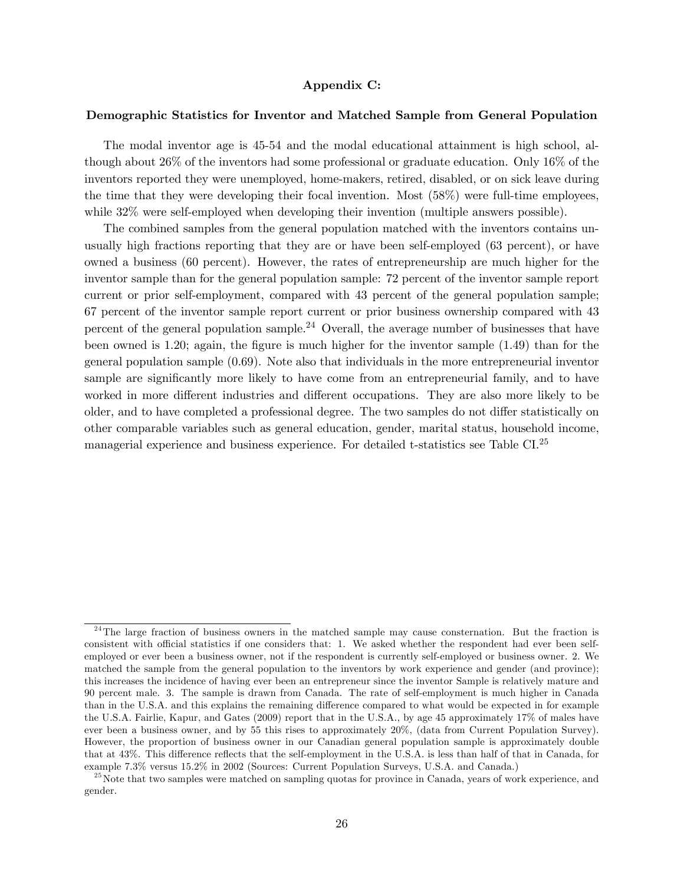## Appendix C:

### Demographic Statistics for Inventor and Matched Sample from General Population

The modal inventor age is 45-54 and the modal educational attainment is high school, although about 26% of the inventors had some professional or graduate education. Only 16% of the inventors reported they were unemployed, home-makers, retired, disabled, or on sick leave during the time that they were developing their focal invention. Most (58%) were full-time employees, while 32% were self-employed when developing their invention (multiple answers possible).

The combined samples from the general population matched with the inventors contains unusually high fractions reporting that they are or have been self-employed (63 percent), or have owned a business (60 percent). However, the rates of entrepreneurship are much higher for the inventor sample than for the general population sample: 72 percent of the inventor sample report current or prior self-employment, compared with 43 percent of the general population sample; 67 percent of the inventor sample report current or prior business ownership compared with 43 percent of the general population sample.[24] Overall, the average number of businesses that have been owned is 1.20; again, the figure is much higher for the inventor sample (1.49) than for the general population sample (0.69). Note also that individuals in the more entrepreneurial inventor sample are significantly more likely to have come from an entrepreneurial family, and to have worked in more different industries and different occupations. They are also more likely to be older, and to have completed a professional degree. The two samples do not differ statistically on other comparable variables such as general education, gender, marital status, household income, managerial experience and business experience. For detailed t-statistics see Table CI.[25]

---

[24] The large fraction of business owners in the matched sample may cause consternation. But the fraction is consistent with official statistics if one considers that: 1. We asked whether the respondent had ever been self-employed or ever been a business owner, not if the respondent is currently self-employed or business owner. 2. We matched the sample from the general population to the inventors by work experience and gender (and province); this increases the incidence of having ever been an entrepreneur since the inventor Sample is relatively mature and 90 percent male. 3. The sample is drawn from Canada. The rate of self-employment is much higher in Canada than in the U.S.A. and this explains the remaining difference compared to what would be expected in for example the U.S.A. Fairlie, Kapur, and Gates (2009) report that in the U.S.A., by age 45 approximately 17% of males have ever been a business owner, and by 55 this rises to approximately 20%, (data from Current Population Survey). However, the proportion of business owner in our Canadian general population sample is approximately double that at 43%. This difference reflects that the self-employment in the U.S.A. is less than half of that in Canada, for example 7.3% versus 15.2% in 2002 (Sources: Current Population Surveys, U.S.A. and Canada.)

[25] Note that two samples were matched on sampling quotas for province in Canada, years of work experience, and gender.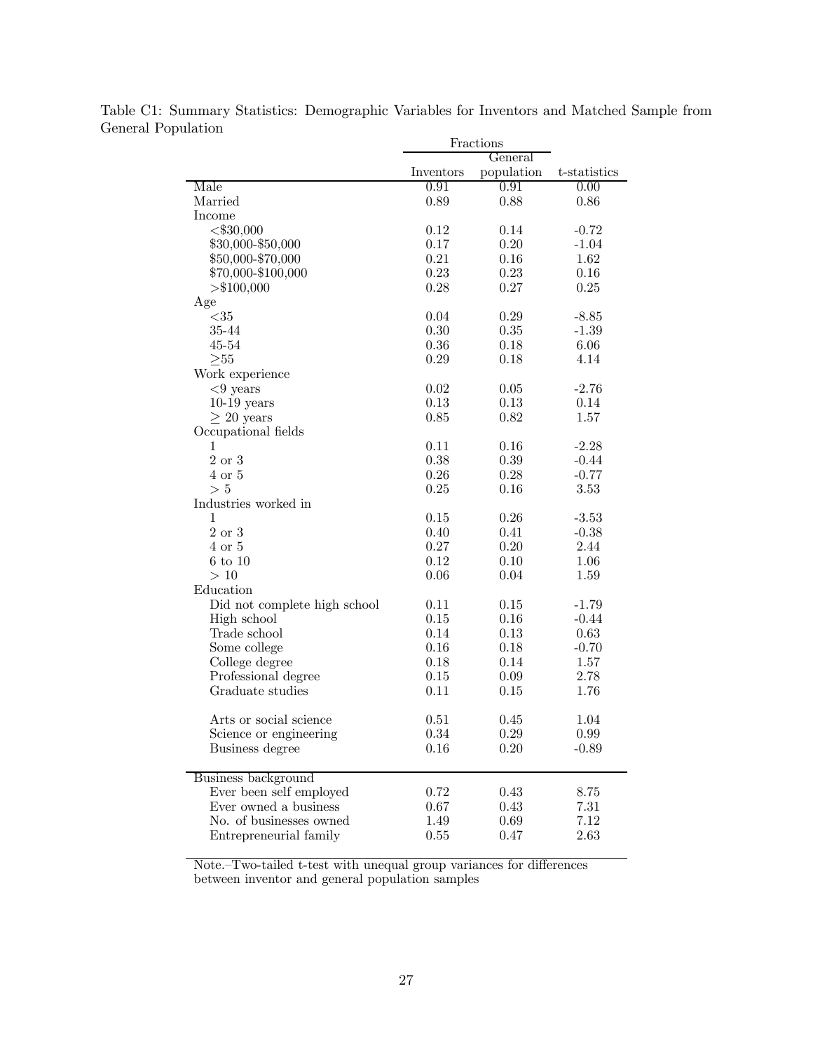Table C1: Summary Statistics: Demographic Variables for Inventors and Matched Sample from General Population

| | Fractions | | |
|---|---|---|---|
| | Inventors | General population | t-statistics |
| Male | 0.91 | 0.91 | 0.00 |
| Married | 0.89 | 0.88 | 0.86 |
| Income | | | |
| <\$30,000 | 0.12 | 0.14 | -0.72 |
| \$30,000-\$50,000 | 0.17 | 0.20 | -1.04 |
| \$50,000-\$70,000 | 0.21 | 0.16 | 1.62 |
| \$70,000-\$100,000 | 0.23 | 0.23 | 0.16 |
| >\$100,000 | 0.28 | 0.27 | 0.25 |
| Age | | | |
| <35 | 0.04 | 0.29 | -8.85 |
| 35-44 | 0.30 | 0.35 | -1.39 |
| 45-54 | 0.36 | 0.18 | 6.06 |
| ≥55 | 0.29 | 0.18 | 4.14 |
| Work experience | | | |
| <9 years | 0.02 | 0.05 | -2.76 |
| 10-19 years | 0.13 | 0.13 | 0.14 |
| ≥ 20 years | 0.85 | 0.82 | 1.57 |
| Occupational fields | | | |
| 1 | 0.11 | 0.16 | -2.28 |
| 2 or 3 | 0.38 | 0.39 | -0.44 |
| 4 or 5 | 0.26 | 0.28 | -0.77 |
| > 5 | 0.25 | 0.16 | 3.53 |
| Industries worked in | | | |
| 1 | 0.15 | 0.26 | -3.53 |
| 2 or 3 | 0.40 | 0.41 | -0.38 |
| 4 or 5 | 0.27 | 0.20 | 2.44 |
| 6 to 10 | 0.12 | 0.10 | 1.06 |
| > 10 | 0.06 | 0.04 | 1.59 |
| Education | | | |
| Did not complete high school | 0.11 | 0.15 | -1.79 |
| High school | 0.15 | 0.16 | -0.44 |
| Trade school | 0.14 | 0.13 | 0.63 |
| Some college | 0.16 | 0.18 | -0.70 |
| College degree | 0.18 | 0.14 | 1.57 |
| Professional degree | 0.15 | 0.09 | 2.78 |
| Graduate studies | 0.11 | 0.15 | 1.76 |
| Arts or social science | 0.51 | 0.45 | 1.04 |
| Science or engineering | 0.34 | 0.29 | 0.99 |
| Business degree | 0.16 | 0.20 | -0.89 |
| Business background | | | |
| Ever been self employed | 0.72 | 0.43 | 8.75 |
| Ever owned a business | 0.67 | 0.43 | 7.31 |
| No. of businesses owned | 1.49 | 0.69 | 7.12 |
| Entrepreneurial family | 0.55 | 0.47 | 2.63 |

Note.–Two-tailed t-test with unequal group variances for differences between inventor and general population samples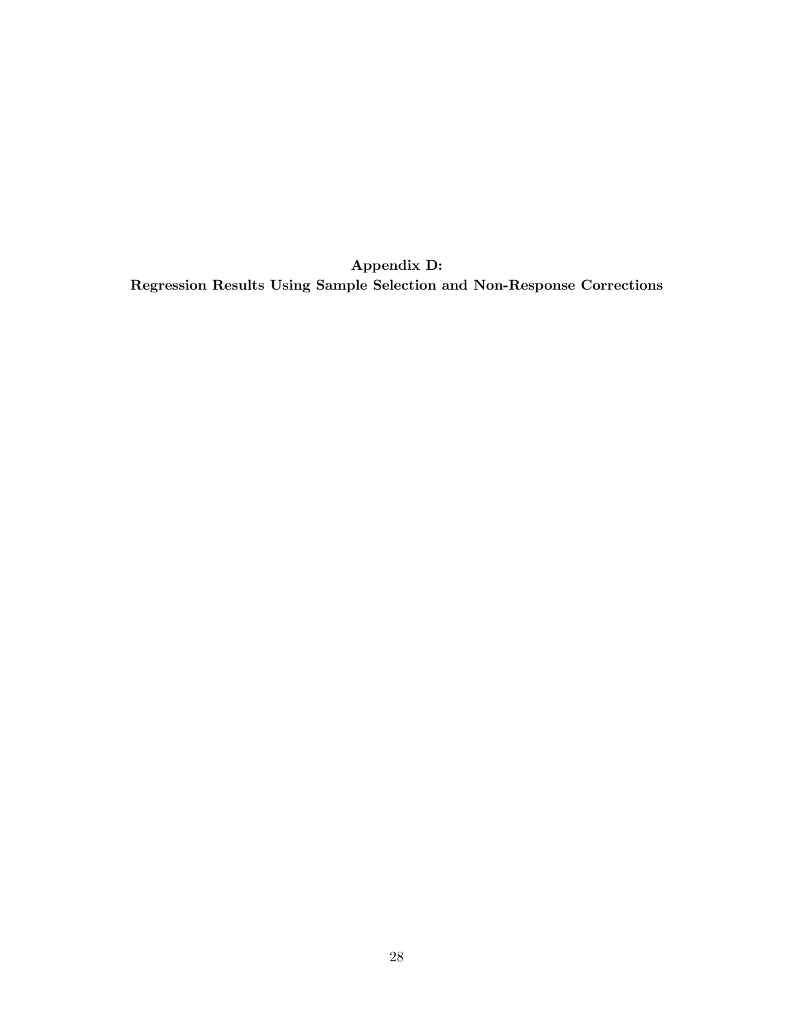**Appendix D:**
**Regression Results Using Sample Selection and Non-Response Corrections**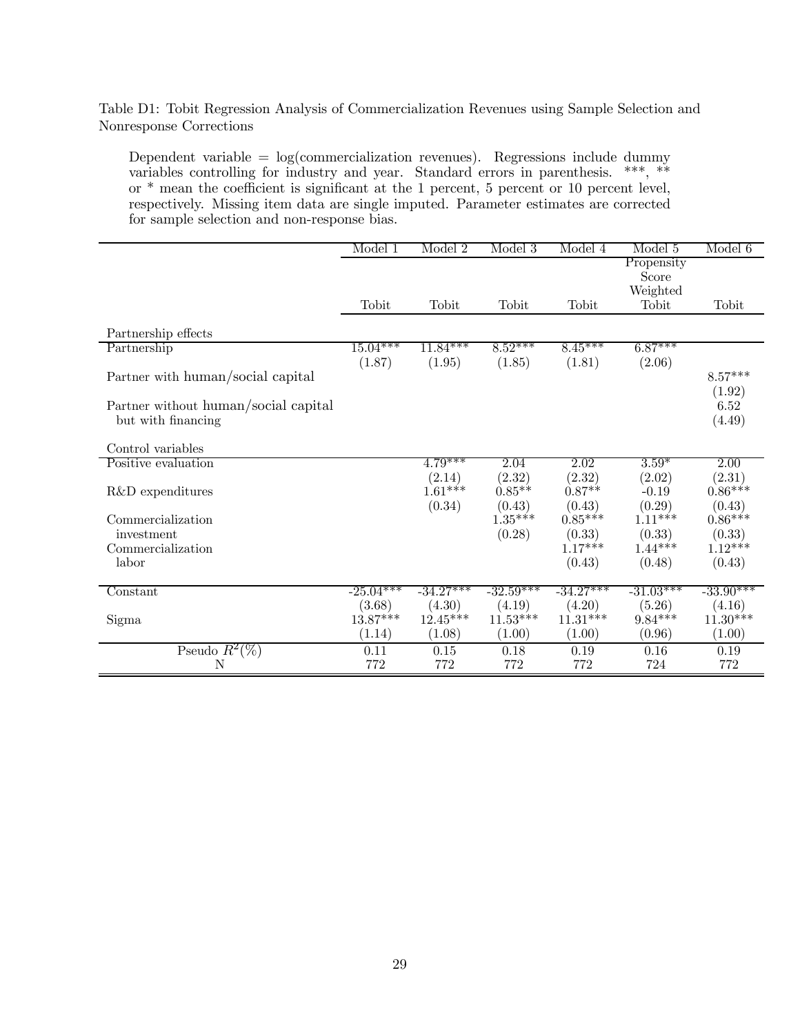Table D1: Tobit Regression Analysis of Commercialization Revenues using Sample Selection and Nonresponse Corrections

Dependent variable = log(commercialization revenues). Regressions include dummy variables controlling for industry and year. Standard errors in parenthesis. ***, ** or * mean the coefficient is significant at the 1 percent, 5 percent or 10 percent level, respectively. Missing item data are single imputed. Parameter estimates are corrected for sample selection and non-response bias.

| | Model 1 | Model 2 | Model 3 | Model 4 | Model 5 | Model 6 |
|---|---|---|---|---|---|---|
| | Tobit | Tobit | Tobit | Tobit | Propensity Score Weighted Tobit | Tobit |
| Partnership effects | | | | | | |
| Partnership | 15.04*** | 11.84*** | 8.52*** | 8.45*** | 6.87*** | |
| | (1.87) | (1.95) | (1.85) | (1.81) | (2.06) | |
| Partner with human/social capital | | | | | | 8.57*** |
| | | | | | | (1.92) |
| Partner without human/social capital but with financing | | | | | | 6.52 |
| | | | | | | (4.49) |
| Control variables | | | | | | |
| Positive evaluation | | 4.79*** | 2.04 | 2.02 | 3.59* | 2.00 |
| | | (2.14) | (2.32) | (2.32) | (2.02) | (2.31) |
| R&D expenditures | | 1.61*** | 0.85** | 0.87** | -0.19 | 0.86*** |
| | | (0.34) | (0.43) | (0.43) | (0.29) | (0.43) |
| Commercialization investment | | | 1.35*** | 0.85*** | 1.11*** | 0.86*** |
| | | | (0.28) | (0.33) | (0.33) | (0.33) |
| Commercialization labor | | | | 1.17*** | 1.44*** | 1.12*** |
| | | | | (0.43) | (0.48) | (0.43) |
| Constant | -25.04*** | -34.27*** | -32.59*** | -34.27*** | -31.03*** | -33.90*** |
| | (3.68) | (4.30) | (4.19) | (4.20) | (5.26) | (4.16) |
| Sigma | 13.87*** | 12.45*** | 11.53*** | 11.31*** | 9.84*** | 11.30*** |
| | (1.14) | (1.08) | (1.00) | (1.00) | (0.96) | (1.00) |
| Pseudo $R^2$(%) | 0.11 | 0.15 | 0.18 | 0.19 | 0.16 | 0.19 |
| N | 772 | 772 | 772 | 772 | 724 | 772 |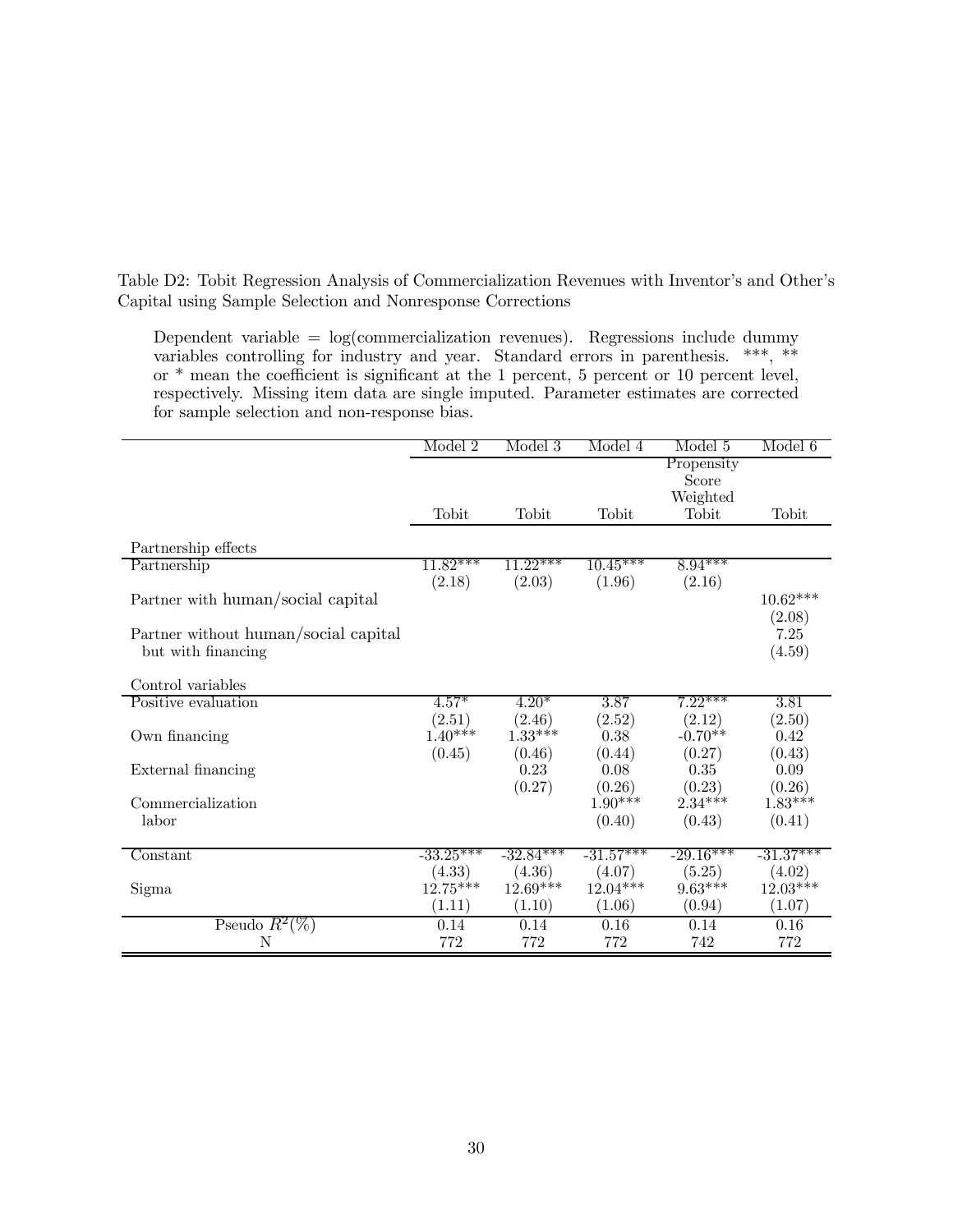Table D2: Tobit Regression Analysis of Commercialization Revenues with Inventor's and Other's Capital using Sample Selection and Nonresponse Corrections

Dependent variable = log(commercialization revenues). Regressions include dummy variables controlling for industry and year. Standard errors in parenthesis. ***, ** or * mean the coefficient is significant at the 1 percent, 5 percent or 10 percent level, respectively. Missing item data are single imputed. Parameter estimates are corrected for sample selection and non-response bias.

| | Model 2 | Model 3 | Model 4 | Model 5 | Model 6 |
|---|---|---|---|---|---|
| | Tobit | Tobit | Tobit | Propensity Score Weighted Tobit | Tobit |
| Partnership effects | | | | | |
| Partnership | 11.82*** | 11.22*** | 10.45*** | 8.94*** | |
| | (2.18) | (2.03) | (1.96) | (2.16) | |
| Partner with human/social capital | | | | | 10.62*** |
| | | | | | (2.08) |
| Partner without human/social capital but with financing | | | | | 7.25 |
| | | | | | (4.59) |
| Control variables | | | | | |
| Positive evaluation | 4.57* | 4.20* | 3.87 | 7.22*** | 3.81 |
| | (2.51) | (2.46) | (2.52) | (2.12) | (2.50) |
| Own financing | 1.40*** | 1.33*** | 0.38 | -0.70** | 0.42 |
| | (0.45) | (0.46) | (0.44) | (0.27) | (0.43) |
| External financing | | 0.23 | 0.08 | 0.35 | 0.09 |
| | | (0.27) | (0.26) | (0.23) | (0.26) |
| Commercialization labor | | | 1.90*** | 2.34*** | 1.83*** |
| | | | (0.40) | (0.43) | (0.41) |
| Constant | -33.25*** | -32.84*** | -31.57*** | -29.16*** | -31.37*** |
| | (4.33) | (4.36) | (4.07) | (5.25) | (4.02) |
| Sigma | 12.75*** | 12.69*** | 12.04*** | 9.63*** | 12.03*** |
| | (1.11) | (1.10) | (1.06) | (0.94) | (1.07) |
| Pseudo $R^2$(%) | 0.14 | 0.14 | 0.16 | 0.14 | 0.16 |
| N | 772 | 772 | 772 | 742 | 772 |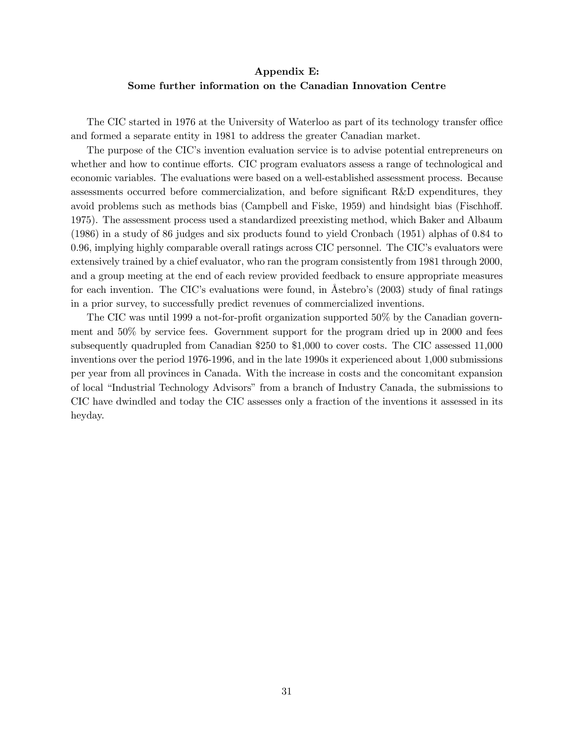## Appendix E:
## Some further information on the Canadian Innovation Centre

The CIC started in 1976 at the University of Waterloo as part of its technology transfer office and formed a separate entity in 1981 to address the greater Canadian market.

The purpose of the CIC's invention evaluation service is to advise potential entrepreneurs on whether and how to continue efforts. CIC program evaluators assess a range of technological and economic variables. The evaluations were based on a well-established assessment process. Because assessments occurred before commercialization, and before significant R&D expenditures, they avoid problems such as methods bias (Campbell and Fiske, 1959) and hindsight bias (Fischhoff. 1975). The assessment process used a standardized preexisting method, which Baker and Albaum (1986) in a study of 86 judges and six products found to yield Cronbach (1951) alphas of 0.84 to 0.96, implying highly comparable overall ratings across CIC personnel. The CIC's evaluators were extensively trained by a chief evaluator, who ran the program consistently from 1981 through 2000, and a group meeting at the end of each review provided feedback to ensure appropriate measures for each invention. The CIC's evaluations were found, in Åstebro's (2003) study of final ratings in a prior survey, to successfully predict revenues of commercialized inventions.

The CIC was until 1999 a not-for-profit organization supported 50% by the Canadian government and 50% by service fees. Government support for the program dried up in 2000 and fees subsequently quadrupled from Canadian $250 to $1,000 to cover costs. The CIC assessed 11,000 inventions over the period 1976-1996, and in the late 1990s it experienced about 1,000 submissions per year from all provinces in Canada. With the increase in costs and the concomitant expansion of local "Industrial Technology Advisors" from a branch of Industry Canada, the submissions to CIC have dwindled and today the CIC assesses only a fraction of the inventions it assessed in its heyday.